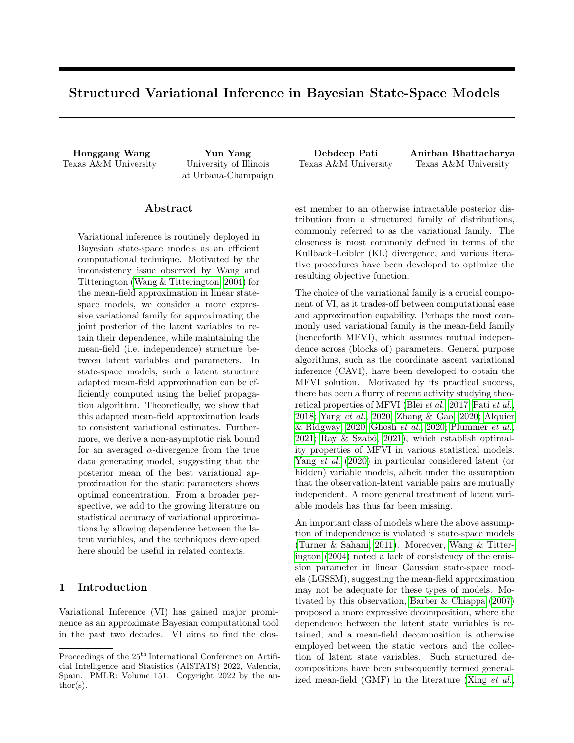# Structured Variational Inference in Bayesian State-Space Models

**Honggang Wang**
Texas A&M University

**Yun Yang**
University of Illinois at Urbana-Champaign

**Debdeep Pati**
Texas A&M University

**Anirban Bhattacharya**
Texas A&M University

## Abstract

Variational inference is routinely deployed in Bayesian state-space models as an efficient computational technique. Motivated by the inconsistency issue observed by Wang and Titterington (Wang & Titterington, 2004) for the mean-field approximation in linear state-space models, we consider a more expressive variational family for approximating the joint posterior of the latent variables to retain their dependence, while maintaining the mean-field (i.e. independence) structure between latent variables and parameters. In state-space models, such a latent structure adapted mean-field approximation can be efficiently computed using the belief propagation algorithm. Theoretically, we show that this adapted mean-field approximation leads to consistent variational estimates. Furthermore, we derive a non-asymptotic risk bound for an averaged $\alpha$-divergence from the true data generating model, suggesting that the posterior mean of the best variational approximation for the static parameters shows optimal concentration. From a broader perspective, we add to the growing literature on statistical accuracy of variational approximations by allowing dependence between the latent variables, and the techniques developed here should be useful in related contexts.

## 1 Introduction

Variational Inference (VI) has gained major prominence as an approximate Bayesian computational tool in the past two decades. VI aims to find the closest member to an otherwise intractable posterior distribution from a structured family of distributions, commonly referred to as the variational family. The closeness is most commonly defined in terms of the Kullback–Leibler (KL) divergence, and various iterative procedures have been developed to optimize the resulting objective function.

The choice of the variational family is a crucial component of VI, as it trades-off between computational ease and approximation capability. Perhaps the most commonly used variational family is the mean-field family (henceforth MFVI), which assumes mutual independence across (blocks of) parameters. General purpose algorithms, such as the coordinate ascent variational inference (CAVI), have been developed to obtain the MFVI solution. Motivated by its practical success, there has been a flurry of recent activity studying theoretical properties of MFVI (Blei *et al.*, 2017; Pati *et al.*, 2018; Yang *et al.*, 2020; Zhang & Gao, 2020; Alquier & Ridgway, 2020; Ghosh *et al.*, 2020; Plummer *et al.*, 2021; Ray & Szabó, 2021), which establish optimality properties of MFVI in various statistical models. Yang *et al.* (2020) in particular considered latent (or hidden) variable models, albeit under the assumption that the observation-latent variable pairs are mutually independent. A more general treatment of latent variable models has thus far been missing.

An important class of models where the above assumption of independence is violated is state-space models (Turner & Sahani, 2011). Moreover, Wang & Titterington (2004) noted a lack of consistency of the emission parameter in linear Gaussian state-space models (LGSSM), suggesting the mean-field approximation may not be adequate for these types of models. Motivated by this observation, Barber & Chiappa (2007) proposed a more expressive decomposition, where the dependence between the latent state variables is retained, and a mean-field decomposition is otherwise employed between the static vectors and the collection of latent state variables. Such structured decompositions have been subsequently termed generalized mean-field (GMF) in the literature (Xing *et al.*,

Proceedings of the 25[th] International Conference on Artificial Intelligence and Statistics (AISTATS) 2022, Valencia, Spain. PMLR: Volume 151. Copyright 2022 by the author(s).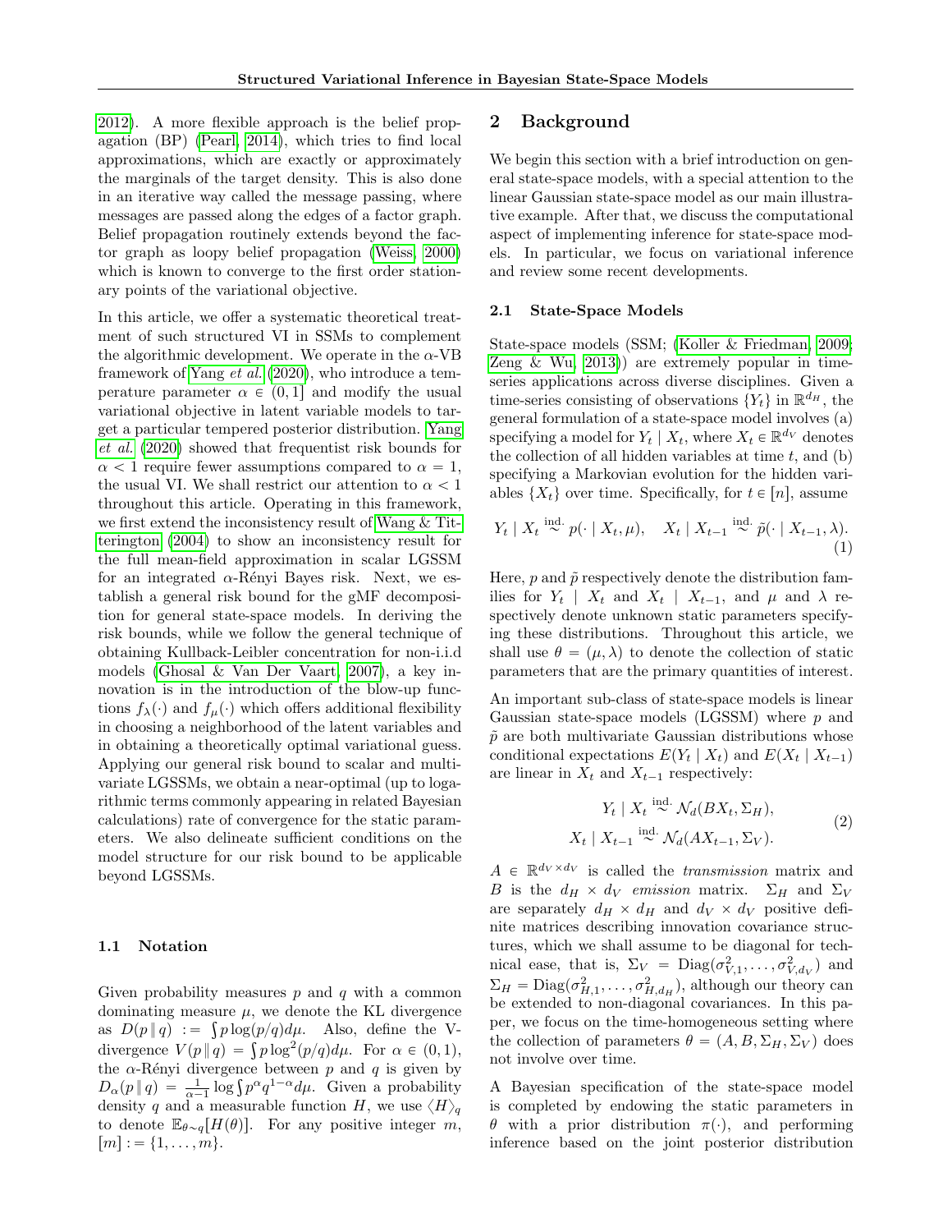2012). A more flexible approach is the belief propagation (BP) (Pearl, 2014), which tries to find local approximations, which are exactly or approximately the marginals of the target density. This is also done in an iterative way called the message passing, where messages are passed along the edges of a factor graph. Belief propagation routinely extends beyond the factor graph as loopy belief propagation (Weiss, 2000) which is known to converge to the first order stationary points of the variational objective.

In this article, we offer a systematic theoretical treatment of such structured VI in SSMs to complement the algorithmic development. We operate in the $\alpha$-VB framework of Yang *et al.* (2020), who introduce a temperature parameter $\alpha \in (0, 1]$ and modify the usual variational objective in latent variable models to target a particular tempered posterior distribution. Yang *et al.* (2020) showed that frequentist risk bounds for $\alpha < 1$ require fewer assumptions compared to $\alpha = 1$, the usual VI. We shall restrict our attention to $\alpha < 1$ throughout this article. Operating in this framework, we first extend the inconsistency result of Wang & Titterington (2004) to show an inconsistency result for the full mean-field approximation in scalar LGSSM for an integrated $\alpha$-Rényi Bayes risk. Next, we establish a general risk bound for the gMF decomposition for general state-space models. In deriving the risk bounds, while we follow the general technique of obtaining Kullback-Leibler concentration for non-i.i.d models (Ghosal & Van Der Vaart, 2007), a key innovation is in the introduction of the blow-up functions $f_\lambda(\cdot)$ and $f_\mu(\cdot)$ which offers additional flexibility in choosing a neighborhood of the latent variables and in obtaining a theoretically optimal variational guess. Applying our general risk bound to scalar and multivariate LGSSMs, we obtain a near-optimal (up to logarithmic terms commonly appearing in related Bayesian calculations) rate of convergence for the static parameters. We also delineate sufficient conditions on the model structure for our risk bound to be applicable beyond LGSSMs.

### 1.1 Notation

Given probability measures $p$ and $q$ with a common dominating measure $\mu$, we denote the KL divergence as $D(p \,\|\, q) := \int p \log(p/q) d\mu$. Also, define the V-divergence $V(p \,\|\, q) = \int p \log^2(p/q) d\mu$. For $\alpha \in (0, 1)$, the $\alpha$-Rényi divergence between $p$ and $q$ is given by $D_\alpha(p \,\|\, q) = \frac{1}{\alpha - 1} \log \int p^\alpha q^{1-\alpha} d\mu$. Given a probability density $q$ and a measurable function $H$, we use $\langle H \rangle_q$ to denote $\mathbb{E}_{\theta \sim q}[H(\theta)]$. For any positive integer $m$, $[m] := \{1, \ldots, m\}$.

## 2 Background

We begin this section with a brief introduction on general state-space models, with a special attention to the linear Gaussian state-space model as our main illustrative example. After that, we discuss the computational aspect of implementing inference for state-space models. In particular, we focus on variational inference and review some recent developments.

### 2.1 State-Space Models

State-space models (SSM; (Koller & Friedman, 2009; Zeng & Wu, 2013)) are extremely popular in time-series applications across diverse disciplines. Given a time-series consisting of observations $\{Y_t\}$ in $\mathbb{R}^{d_H}$, the general formulation of a state-space model involves (a) specifying a model for $Y_t \mid X_t$, where $X_t \in \mathbb{R}^{d_V}$ denotes the collection of all hidden variables at time $t$, and (b) specifying a Markovian evolution for the hidden variables $\{X_t\}$ over time. Specifically, for $t \in [n]$, assume

$$Y_t \mid X_t \overset{\text{ind.}}{\sim} p(\cdot \mid X_t, \mu), \quad X_t \mid X_{t-1} \overset{\text{ind.}}{\sim} \tilde{p}(\cdot \mid X_{t-1}, \lambda). \tag{1}$$

Here, $p$ and $\tilde{p}$ respectively denote the distribution families for $Y_t \mid X_t$ and $X_t \mid X_{t-1}$, and $\mu$ and $\lambda$ respectively denote unknown static parameters specifying these distributions. Throughout this article, we shall use $\theta = (\mu, \lambda)$ to denote the collection of static parameters that are the primary quantities of interest.

An important sub-class of state-space models is linear Gaussian state-space models (LGSSM) where $p$ and $\tilde{p}$ are both multivariate Gaussian distributions whose conditional expectations $E(Y_t \mid X_t)$ and $E(X_t \mid X_{t-1})$ are linear in $X_t$ and $X_{t-1}$ respectively:

$$\begin{aligned} Y_t \mid X_t &\overset{\text{ind.}}{\sim} \mathcal{N}_d(BX_t, \Sigma_H), \\ X_t \mid X_{t-1} &\overset{\text{ind.}}{\sim} \mathcal{N}_d(AX_{t-1}, \Sigma_V). \end{aligned} \tag{2}$$

$A \in \mathbb{R}^{d_V \times d_V}$ is called the *transmission* matrix and $B$ is the $d_H \times d_V$ *emission* matrix. $\Sigma_H$ and $\Sigma_V$ are separately $d_H \times d_H$ and $d_V \times d_V$ positive definite matrices describing innovation covariance structures, which we shall assume to be diagonal for technical ease, that is, $\Sigma_V = \mathrm{Diag}(\sigma^2_{V,1}, \ldots, \sigma^2_{V,d_V})$ and $\Sigma_H = \mathrm{Diag}(\sigma^2_{H,1}, \ldots, \sigma^2_{H,d_H})$, although our theory can be extended to non-diagonal covariances. In this paper, we focus on the time-homogeneous setting where the collection of parameters $\theta = (A, B, \Sigma_H, \Sigma_V)$ does not involve over time.

A Bayesian specification of the state-space model is completed by endowing the static parameters in $\theta$ with a prior distribution $\pi(\cdot)$, and performing inference based on the joint posterior distribution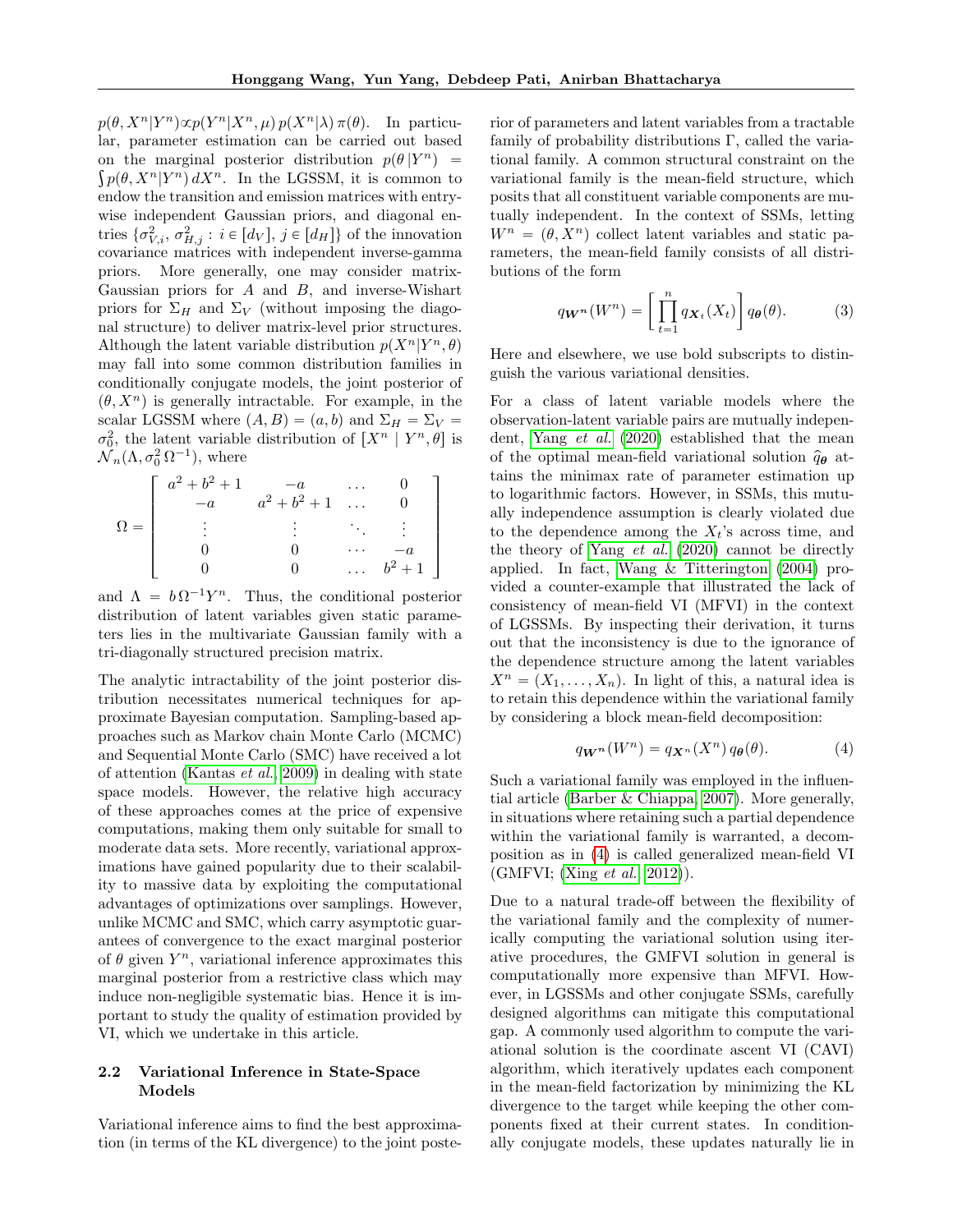$p(\theta, X^n|Y^n) \propto p(Y^n|X^n, \mu)\, p(X^n|\lambda)\, \pi(\theta)$. In particular, parameter estimation can be carried out based on the marginal posterior distribution $p(\theta\,|Y^n) = \int p(\theta, X^n|Y^n)\, dX^n$. In the LGSSM, it is common to endow the transition and emission matrices with entry-wise independent Gaussian priors, and diagonal entries $\{\sigma^2_{V,i},\, \sigma^2_{H,j} : i \in [d_V],\, j \in [d_H]\}$ of the innovation covariance matrices with independent inverse-gamma priors. More generally, one may consider matrix-Gaussian priors for $A$ and $B$, and inverse-Wishart priors for $\Sigma_H$ and $\Sigma_V$ (without imposing the diagonal structure) to deliver matrix-level prior structures. Although the latent variable distribution $p(X^n|Y^n, \theta)$ may fall into some common distribution families in conditionally conjugate models, the joint posterior of $(\theta, X^n)$ is generally intractable. For example, in the scalar LGSSM where $(A, B) = (a, b)$ and $\Sigma_H = \Sigma_V = \sigma_0^2$, the latent variable distribution of $[X^n \mid Y^n, \theta]$ is $\mathcal{N}_n(\Lambda, \sigma_0^2\, \Omega^{-1})$, where

$$
\Omega = \begin{bmatrix} a^2+b^2+1 & -a & \dots & 0 \\ -a & a^2+b^2+1 & \dots & 0 \\ \vdots & \vdots & \ddots & \vdots \\ 0 & 0 & \cdots & -a \\ 0 & 0 & \dots & b^2+1 \end{bmatrix}
$$

and $\Lambda = b\,\Omega^{-1} Y^n$. Thus, the conditional posterior distribution of latent variables given static parameters lies in the multivariate Gaussian family with a tri-diagonally structured precision matrix.

The analytic intractability of the joint posterior distribution necessitates numerical techniques for approximate Bayesian computation. Sampling-based approaches such as Markov chain Monte Carlo (MCMC) and Sequential Monte Carlo (SMC) have received a lot of attention (Kantas *et al.*, 2009) in dealing with state space models. However, the relative high accuracy of these approaches comes at the price of expensive computations, making them only suitable for small to moderate data sets. More recently, variational approximations have gained popularity due to their scalability to massive data by exploiting the computational advantages of optimizations over samplings. However, unlike MCMC and SMC, which carry asymptotic guarantees of convergence to the exact marginal posterior of $\theta$ given $Y^n$, variational inference approximates this marginal posterior from a restrictive class which may induce non-negligible systematic bias. Hence it is important to study the quality of estimation provided by VI, which we undertake in this article.

### 2.2 Variational Inference in State-Space Models

Variational inference aims to find the best approximation (in terms of the KL divergence) to the joint posterior of parameters and latent variables from a tractable family of probability distributions $\Gamma$, called the variational family. A common structural constraint on the variational family is the mean-field structure, which posits that all constituent variable components are mutually independent. In the context of SSMs, letting $W^n = (\theta, X^n)$ collect latent variables and static parameters, the mean-field family consists of all distributions of the form

$$
q_{\boldsymbol{W^n}}(W^n) = \left[\prod_{t=1}^{n} q_{\boldsymbol{X}_t}(X_t)\right] q_{\boldsymbol{\theta}}(\theta). \tag{3}
$$

Here and elsewhere, we use bold subscripts to distinguish the various variational densities.

For a class of latent variable models where the observation-latent variable pairs are mutually independent, Yang *et al.* (2020) established that the mean of the optimal mean-field variational solution $\widehat{q}_{\boldsymbol{\theta}}$ attains the minimax rate of parameter estimation up to logarithmic factors. However, in SSMs, this mutually independence assumption is clearly violated due to the dependence among the $X_t$'s across time, and the theory of Yang *et al.* (2020) cannot be directly applied. In fact, Wang & Titterington (2004) provided a counter-example that illustrated the lack of consistency of mean-field VI (MFVI) in the context of LGSSMs. By inspecting their derivation, it turns out that the inconsistency is due to the ignorance of the dependence structure among the latent variables $X^n = (X_1, \dots, X_n)$. In light of this, a natural idea is to retain this dependence within the variational family by considering a block mean-field decomposition:

$$
q_{\boldsymbol{W^n}}(W^n) = q_{\boldsymbol{X^n}}(X^n)\, q_{\boldsymbol{\theta}}(\theta). \tag{4}
$$

Such a variational family was employed in the influential article (Barber & Chiappa, 2007). More generally, in situations where retaining such a partial dependence within the variational family is warranted, a decomposition as in (4) is called generalized mean-field VI (GMFVI; (Xing *et al.*, 2012)).

Due to a natural trade-off between the flexibility of the variational family and the complexity of numerically computing the variational solution using iterative procedures, the GMFVI solution in general is computationally more expensive than MFVI. However, in LGSSMs and other conjugate SSMs, carefully designed algorithms can mitigate this computational gap. A commonly used algorithm to compute the variational solution is the coordinate ascent VI (CAVI) algorithm, which iteratively updates each component in the mean-field factorization by minimizing the KL divergence to the target while keeping the other components fixed at their current states. In conditionally conjugate models, these updates naturally lie in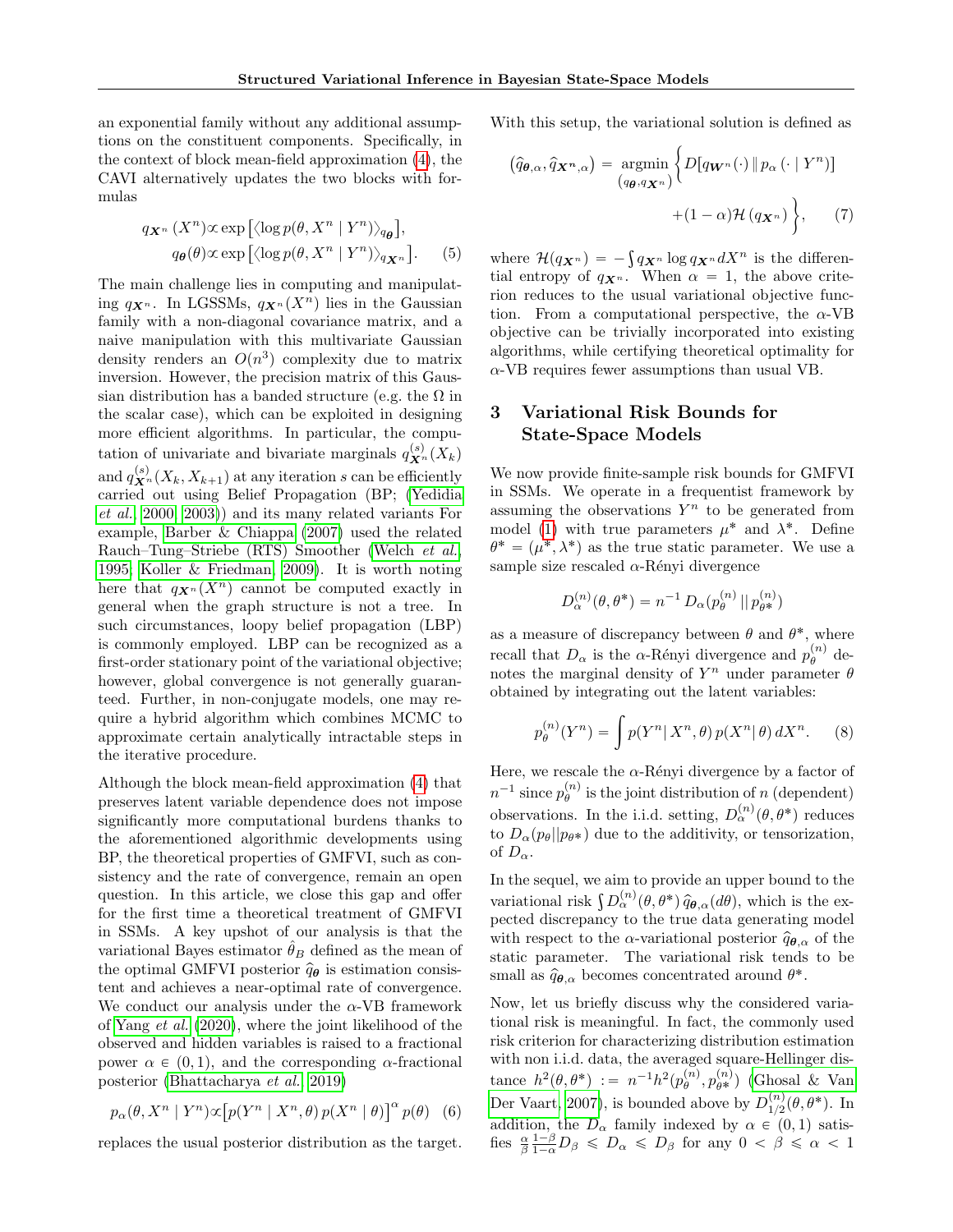an exponential family without any additional assumptions on the constituent components. Specifically, in the context of block mean-field approximation (4), the CAVI alternatively updates the two blocks with formulas

$$
\begin{aligned}
q_{\boldsymbol{X}^n}(X^n) &\propto \exp\left[\langle \log p(\theta, X^n \mid Y^n)\rangle_{q_{\boldsymbol{\theta}}}\right], \\
q_{\boldsymbol{\theta}}(\theta) &\propto \exp\left[\langle \log p(\theta, X^n \mid Y^n)\rangle_{q_{\boldsymbol{X}^n}}\right].
\end{aligned} \quad (5)
$$

The main challenge lies in computing and manipulating $q_{\boldsymbol{X}^n}$. In LGSSMs, $q_{\boldsymbol{X}^n}(X^n)$ lies in the Gaussian family with a non-diagonal covariance matrix, and a naive manipulation with this multivariate Gaussian density renders an $O(n^3)$ complexity due to matrix inversion. However, the precision matrix of this Gaussian distribution has a banded structure (e.g. the $\Omega$ in the scalar case), which can be exploited in designing more efficient algorithms. In particular, the computation of univariate and bivariate marginals $q^{(s)}_{\boldsymbol{X}^n}(X_k)$ and $q^{(s)}_{\boldsymbol{X}^n}(X_k, X_{k+1})$ at any iteration $s$ can be efficiently carried out using Belief Propagation (BP; (Yedidia *et al.* 2000, 2003)) and its many related variants For example, Barber & Chiappa (2007) used the related Rauch–Tung–Striebe (RTS) Smoother (Welch *et al.* 1995; Koller & Friedman 2009). It is worth noting here that $q_{\boldsymbol{X}^n}(X^n)$ cannot be computed exactly in general when the graph structure is not a tree. In such circumstances, loopy belief propagation (LBP) is commonly employed. LBP can be recognized as a first-order stationary point of the variational objective; however, global convergence is not generally guaranteed. Further, in non-conjugate models, one may require a hybrid algorithm which combines MCMC to approximate certain analytically intractable steps in the iterative procedure.

Although the block mean-field approximation (4) that preserves latent variable dependence does not impose significantly more computational burdens thanks to the aforementioned algorithmic developments using BP, the theoretical properties of GMFVI, such as consistency and the rate of convergence, remain an open question. In this article, we close this gap and offer for the first time a theoretical treatment of GMFVI in SSMs. A key upshot of our analysis is that the variational Bayes estimator $\hat{\theta}_B$ defined as the mean of the optimal GMFVI posterior $\widehat{q}_{\boldsymbol{\theta}}$ is estimation consistent and achieves a near-optimal rate of convergence. We conduct our analysis under the $\alpha$-VB framework of Yang *et al.* (2020), where the joint likelihood of the observed and hidden variables is raised to a fractional power $\alpha \in (0, 1)$, and the corresponding $\alpha$-fractional posterior (Bhattacharya *et al.* 2019)

$$
p_\alpha(\theta, X^n \mid Y^n) \propto \left[p(Y^n \mid X^n, \theta)\, p(X^n \mid \theta)\right]^\alpha p(\theta) \quad (6)
$$

replaces the usual posterior distribution as the target. With this setup, the variational solution is defined as

$$
\left(\widehat{q}_{\boldsymbol{\theta},\alpha}, \widehat{q}_{\boldsymbol{X}^n,\alpha}\right) = \underset{(q_{\boldsymbol{\theta}}, q_{\boldsymbol{X}^n})}{\operatorname{argmin}} \Big\{ D[q_{\boldsymbol{W}^n}(\cdot) \,\|\, p_\alpha(\cdot \mid Y^n)] + (1-\alpha)\mathcal{H}(q_{\boldsymbol{X}^n}) \Big\}, \quad (7)
$$

where $\mathcal{H}(q_{\boldsymbol{X}^n}) = -\int q_{\boldsymbol{X}^n} \log q_{\boldsymbol{X}^n} dX^n$ is the differential entropy of $q_{\boldsymbol{X}^n}$. When $\alpha = 1$, the above criterion reduces to the usual variational objective function. From a computational perspective, the $\alpha$-VB objective can be trivially incorporated into existing algorithms, while certifying theoretical optimality for $\alpha$-VB requires fewer assumptions than usual VB.

## 3 Variational Risk Bounds for State-Space Models

We now provide finite-sample risk bounds for GMFVI in SSMs. We operate in a frequentist framework by assuming the observations $Y^n$ to be generated from model (1) with true parameters $\mu^*$ and $\lambda^*$. Define $\theta^* = (\mu^*, \lambda^*)$ as the true static parameter. We use a sample size rescaled $\alpha$-Rényi divergence

$$
D^{(n)}_\alpha(\theta, \theta^*) = n^{-1} D_\alpha(p^{(n)}_\theta \,||\, p^{(n)}_{\theta^*})
$$

as a measure of discrepancy between $\theta$ and $\theta^*$, where recall that $D_\alpha$ is the $\alpha$-Rényi divergence and $p^{(n)}_\theta$ denotes the marginal density of $Y^n$ under parameter $\theta$ obtained by integrating out the latent variables:

$$
p^{(n)}_\theta(Y^n) = \int p(Y^n \mid X^n, \theta)\, p(X^n \mid \theta)\, dX^n. \quad (8)
$$

Here, we rescale the $\alpha$-Rényi divergence by a factor of $n^{-1}$ since $p^{(n)}_\theta$ is the joint distribution of $n$ (dependent) observations. In the i.i.d. setting, $D^{(n)}_\alpha(\theta, \theta^*)$ reduces to $D_\alpha(p_\theta || p_{\theta^*})$ due to the additivity, or tensorization, of $D_\alpha$.

In the sequel, we aim to provide an upper bound to the variational risk $\int D^{(n)}_\alpha(\theta, \theta^*)\, \widehat{q}_{\boldsymbol{\theta},\alpha}(d\theta)$, which is the expected discrepancy to the true data generating model with respect to the $\alpha$-variational posterior $\widehat{q}_{\boldsymbol{\theta},\alpha}$ of the static parameter. The variational risk tends to be small as $\widehat{q}_{\boldsymbol{\theta},\alpha}$ becomes concentrated around $\theta^*$.

Now, let us briefly discuss why the considered variational risk is meaningful. In fact, the commonly used risk criterion for characterizing distribution estimation with non i.i.d. data, the averaged square-Hellinger distance $h^2(\theta, \theta^*) := n^{-1} h^2(p^{(n)}_\theta, p^{(n)}_{\theta^*})$ (Ghosal & Van Der Vaart, 2007), is bounded above by $D^{(n)}_{1/2}(\theta, \theta^*)$. In addition, the $D_\alpha$ family indexed by $\alpha \in (0, 1)$ satisfies $\frac{\alpha}{\beta}\frac{1-\beta}{1-\alpha} D_\beta \leqslant D_\alpha \leqslant D_\beta$ for any $0 < \beta \leqslant \alpha < 1$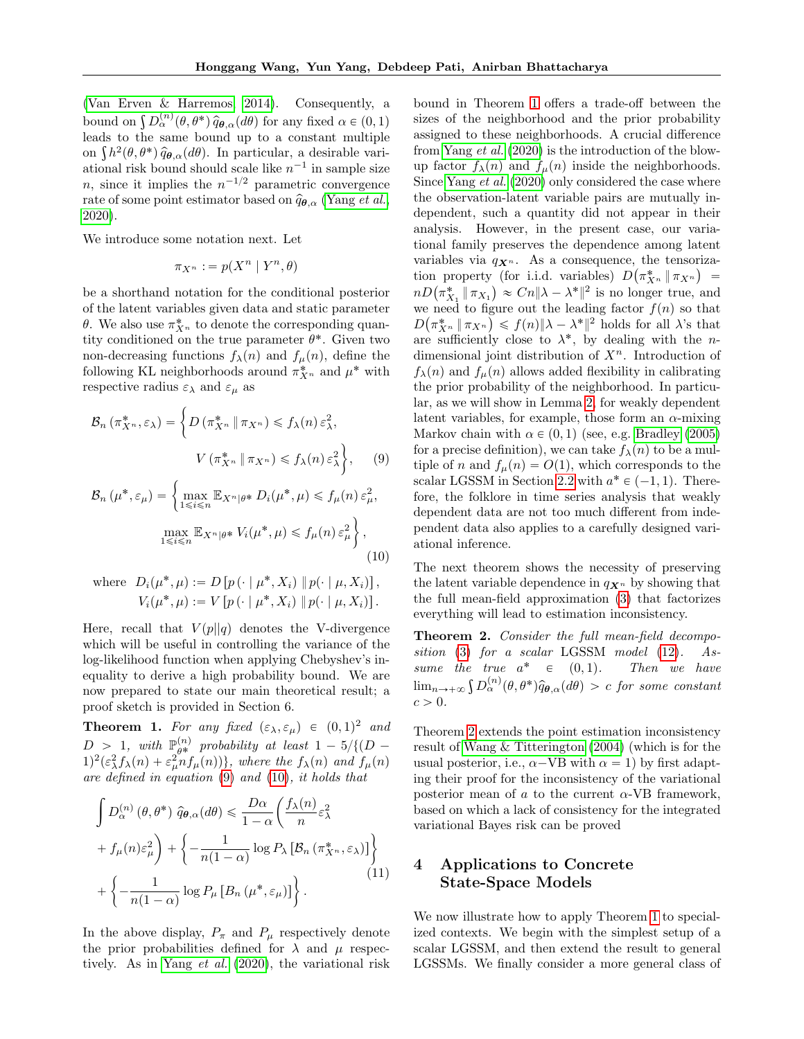(Van Erven & Harremos, 2014). Consequently, a bound on $\int D_\alpha^{(n)}(\theta, \theta^*)\, \widehat{q}_{\boldsymbol{\theta},\alpha}(d\theta)$ for any fixed $\alpha \in (0,1)$ leads to the same bound up to a constant multiple on $\int h^2(\theta, \theta^*)\, \widehat{q}_{\boldsymbol{\theta},\alpha}(d\theta)$. In particular, a desirable variational risk bound should scale like $n^{-1}$ in sample size $n$, since it implies the $n^{-1/2}$ parametric convergence rate of some point estimator based on $\widehat{q}_{\boldsymbol{\theta},\alpha}$ (Yang *et al.*, 2020).

We introduce some notation next. Let

$$\pi_{X^n} := p(X^n \mid Y^n, \theta)$$

be a shorthand notation for the conditional posterior of the latent variables given data and static parameter $\theta$. We also use $\pi^*_{X^n}$ to denote the corresponding quantity conditioned on the true parameter $\theta^*$. Given two non-decreasing functions $f_\lambda(n)$ and $f_\mu(n)$, define the following KL neighborhoods around $\pi^*_{X^n}$ and $\mu^*$ with respective radius $\varepsilon_\lambda$ and $\varepsilon_\mu$ as

$$\mathcal{B}_n\left(\pi^*_{X^n}, \varepsilon_\lambda\right) = \Big\{ D\left(\pi^*_{X^n} \,\|\, \pi_{X^n}\right) \leqslant f_\lambda(n)\, \varepsilon_\lambda^2, \quad V\left(\pi^*_{X^n} \,\|\, \pi_{X^n}\right) \leqslant f_\lambda(n)\, \varepsilon_\lambda^2 \Big\}, \tag{9}$$

$$\mathcal{B}_n\left(\mu^*, \varepsilon_\mu\right) = \Big\{ \max_{1 \leqslant i \leqslant n} \mathbb{E}_{X^n|\theta^*}\, D_i(\mu^*, \mu) \leqslant f_\mu(n)\, \varepsilon_\mu^2, \quad \max_{1 \leqslant i \leqslant n} \mathbb{E}_{X^n|\theta^*}\, V_i(\mu^*, \mu) \leqslant f_\mu(n)\, \varepsilon_\mu^2 \Big\}, \tag{10}$$

$$\text{where} \quad D_i(\mu^*, \mu) := D\left[p\left(\cdot \mid \mu^*, X_i\right) \| \, p(\cdot \mid \mu, X_i)\right], \quad V_i(\mu^*, \mu) := V\left[p\left(\cdot \mid \mu^*, X_i\right) \| \, p(\cdot \mid \mu, X_i)\right].$$

Here, recall that $V(p||q)$ denotes the V-divergence which will be useful in controlling the variance of the log-likelihood function when applying Chebyshev's inequality to derive a high probability bound. We are now prepared to state our main theoretical result; a proof sketch is provided in Section 6.

**Theorem 1.** *For any fixed $(\varepsilon_\lambda, \varepsilon_\mu) \in (0,1)^2$ and $D > 1$, with $\mathbb{P}^{(n)}_{\theta^*}$ probability at least $1 - 5/\{(D-1)^2(\varepsilon_\lambda^2 f_\lambda(n) + \varepsilon_\mu^2 n f_\mu(n))\}$, where the $f_\lambda(n)$ and $f_\mu(n)$ are defined in equation (9) and (10), it holds that*

$$\begin{aligned}
\int D_\alpha^{(n)}\left(\theta, \theta^*\right)\, \widehat{q}_{\boldsymbol{\theta},\alpha}(d\theta) \leqslant &\frac{D\alpha}{1-\alpha}\left(\frac{f_\lambda(n)}{n}\varepsilon_\lambda^2 + f_\mu(n)\varepsilon_\mu^2\right) + \left\{-\frac{1}{n(1-\alpha)}\log P_\lambda\left[\mathcal{B}_n\left(\pi^*_{X^n}, \varepsilon_\lambda\right)\right]\right\} \\
&+ \left\{-\frac{1}{n(1-\alpha)}\log P_\mu\left[B_n\left(\mu^*, \varepsilon_\mu\right)\right]\right\}.
\end{aligned} \tag{11}$$

In the above display, $P_\pi$ and $P_\mu$ respectively denote the prior probabilities defined for $\lambda$ and $\mu$ respectively. As in Yang *et al.* (2020), the variational risk bound in Theorem 1 offers a trade-off between the sizes of the neighborhood and the prior probability assigned to these neighborhoods. A crucial difference from Yang *et al.* (2020) is the introduction of the blow-up factor $f_\lambda(n)$ and $f_\mu(n)$ inside the neighborhoods. Since Yang *et al.* (2020) only considered the case where the observation-latent variable pairs are mutually independent, such a quantity did not appear in their analysis. However, in the present case, our variational family preserves the dependence among latent variables via $q_{\boldsymbol{X}^n}$. As a consequence, the tensorization property (for i.i.d. variables) $D\big(\pi^*_{X^n} \,\|\, \pi_{X^n}\big) = nD\big(\pi^*_{X_1} \,\|\, \pi_{X_1}\big) \approx Cn\|\lambda - \lambda^*\|^2$ is no longer true, and we need to figure out the leading factor $f(n)$ so that $D\big(\pi^*_{X^n} \,\|\, \pi_{X^n}\big) \leqslant f(n)\|\lambda - \lambda^*\|^2$ holds for all $\lambda$'s that are sufficiently close to $\lambda^*$, by dealing with the $n$-dimensional joint distribution of $X^n$. Introduction of $f_\lambda(n)$ and $f_\mu(n)$ allows added flexibility in calibrating the prior probability of the neighborhood. In particular, as we will show in Lemma 2, for weakly dependent latent variables, for example, those form an $\alpha$-mixing Markov chain with $\alpha \in (0,1)$ (see, e.g. Bradley (2005) for a precise definition), we can take $f_\lambda(n)$ to be a multiple of $n$ and $f_\mu(n) = O(1)$, which corresponds to the scalar LGSSM in Section 2.2 with $a^* \in (-1,1)$. Therefore, the folklore in time series analysis that weakly dependent data are not too much different from independent data also applies to a carefully designed variational inference.

The next theorem shows the necessity of preserving the latent variable dependence in $q_{\boldsymbol{X}^n}$ by showing that the full mean-field approximation (3) that factorizes everything will lead to estimation inconsistency.

**Theorem 2.** *Consider the full mean-field decomposition (3) for a scalar* LGSSM *model (12). Assume the true $a^* \in (0,1)$. Then we have $\lim_{n\to+\infty}\int D_\alpha^{(n)}(\theta,\theta^*)\widehat{q}_{\boldsymbol{\theta},\alpha}(d\theta) > c$ for some constant $c > 0$.*

Theorem 2 extends the point estimation inconsistency result of Wang & Titterington (2004) (which is for the usual posterior, i.e., $\alpha-$VB with $\alpha = 1$) by first adapting their proof for the inconsistency of the variational posterior mean of $a$ to the current $\alpha$-VB framework, based on which a lack of consistency for the integrated variational Bayes risk can be proved

# 4 Applications to Concrete State-Space Models

We now illustrate how to apply Theorem 1 to specialized contexts. We begin with the simplest setup of a scalar LGSSM, and then extend the result to general LGSSMs. We finally consider a more general class of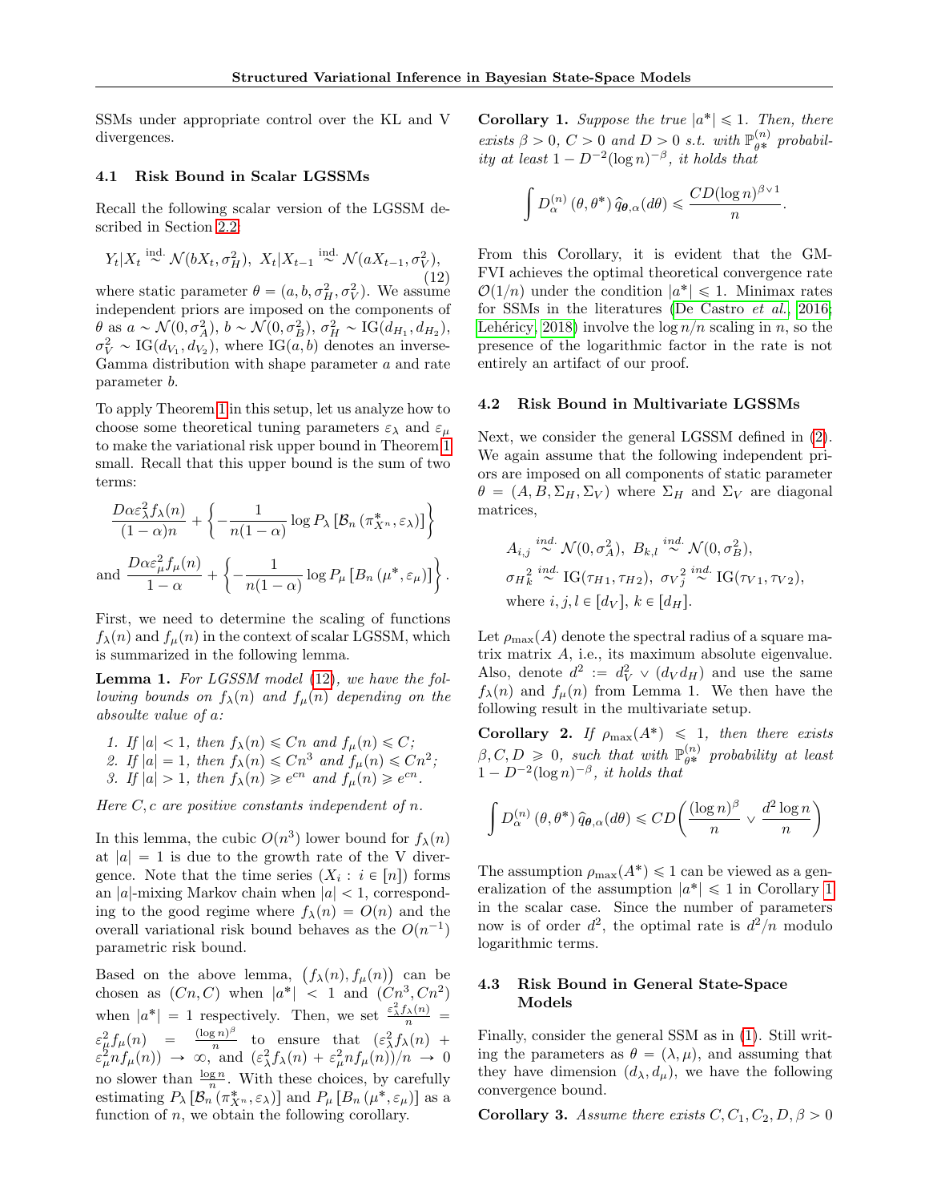SSMs under appropriate control over the KL and V divergences.

### 4.1 Risk Bound in Scalar LGSSMs

Recall the following scalar version of the LGSSM described in Section 2.2:

$$Y_t|X_t \overset{\text{ind.}}{\sim} \mathcal{N}(bX_t, \sigma_H^2),\ X_t|X_{t-1} \overset{\text{ind.}}{\sim} \mathcal{N}(aX_{t-1}, \sigma_V^2), \tag{12}$$

where static parameter $\theta = (a, b, \sigma_H^2, \sigma_V^2)$. We assume independent priors are imposed on the components of $\theta$ as $a \sim \mathcal{N}(0, \sigma_A^2)$, $b \sim \mathcal{N}(0, \sigma_B^2)$, $\sigma_H^2 \sim \text{IG}(d_{H_1}, d_{H_2})$, $\sigma_V^2 \sim \text{IG}(d_{V_1}, d_{V_2})$, where $\text{IG}(a, b)$ denotes an inverse-Gamma distribution with shape parameter $a$ and rate parameter $b$.

To apply Theorem 1 in this setup, let us analyze how to choose some theoretical tuning parameters $\varepsilon_\lambda$ and $\varepsilon_\mu$ to make the variational risk upper bound in Theorem 1 small. Recall that this upper bound is the sum of two terms:

$$\frac{D\alpha\varepsilon_\lambda^2 f_\lambda(n)}{(1-\alpha)n} + \left\{-\frac{1}{n(1-\alpha)}\log P_\lambda\left[\mathcal{B}_n\left(\pi^*_{X^n}, \varepsilon_\lambda\right)\right]\right\}$$

$$\text{and } \frac{D\alpha\varepsilon_\mu^2 f_\mu(n)}{1-\alpha} + \left\{-\frac{1}{n(1-\alpha)}\log P_\mu\left[B_n\left(\mu^*, \varepsilon_\mu\right)\right]\right\}.$$

First, we need to determine the scaling of functions $f_\lambda(n)$ and $f_\mu(n)$ in the context of scalar LGSSM, which is summarized in the following lemma.

**Lemma 1.** *For LGSSM model (12), we have the following bounds on $f_\lambda(n)$ and $f_\mu(n)$ depending on the absoulte value of $a$:*

1. *If $|a| < 1$, then $f_\lambda(n) \leqslant Cn$ and $f_\mu(n) \leqslant C$;*
2. *If $|a| = 1$, then $f_\lambda(n) \leqslant Cn^3$ and $f_\mu(n) \leqslant Cn^2$;*
3. *If $|a| > 1$, then $f_\lambda(n) \geqslant e^{cn}$ and $f_\mu(n) \geqslant e^{cn}$.*

*Here $C, c$ are positive constants independent of $n$.*

In this lemma, the cubic $O(n^3)$ lower bound for $f_\lambda(n)$ at $|a| = 1$ is due to the growth rate of the V divergence. Note that the time series $(X_i : i \in [n])$ forms an $|a|$-mixing Markov chain when $|a| < 1$, corresponding to the good regime where $f_\lambda(n) = O(n)$ and the overall variational risk bound behaves as the $O(n^{-1})$ parametric risk bound.

Based on the above lemma, $\big(f_\lambda(n), f_\mu(n)\big)$ can be chosen as $(Cn, C)$ when $|a^*| < 1$ and $(Cn^3, Cn^2)$ when $|a^*| = 1$ respectively. Then, we set $\frac{\varepsilon_\lambda^2 f_\lambda(n)}{n} = \varepsilon_\mu^2 f_\mu(n) = \frac{(\log n)^\beta}{n}$ to ensure that $(\varepsilon_\lambda^2 f_\lambda(n) + \varepsilon_\mu^2 n f_\mu(n)) \to \infty$, and $(\varepsilon_\lambda^2 f_\lambda(n) + \varepsilon_\mu^2 n f_\mu(n))/n \to 0$ no slower than $\frac{\log n}{n}$. With these choices, by carefully estimating $P_\lambda\left[\mathcal{B}_n(\pi^*_{X^n}, \varepsilon_\lambda)\right]$ and $P_\mu\left[B_n(\mu^*, \varepsilon_\mu)\right]$ as a function of $n$, we obtain the following corollary.

**Corollary 1.** *Suppose the true $|a^*| \leqslant 1$. Then, there exists $\beta > 0$, $C > 0$ and $D > 0$ s.t. with $\mathbb{P}_{\theta^*}^{(n)}$ probability at least $1 - D^{-2}(\log n)^{-\beta}$, it holds that*

$$\int D_\alpha^{(n)}\left(\theta, \theta^*\right) \widehat{q}_{\boldsymbol{\theta},\alpha}(d\theta) \leqslant \frac{CD(\log n)^{\beta\vee 1}}{n}.$$

From this Corollary, it is evident that the GM-FVI achieves the optimal theoretical convergence rate $\mathcal{O}(1/n)$ under the condition $|a^*| \leqslant 1$. Minimax rates for SSMs in the literatures (De Castro *et al.*, 2016; Lehéricy, 2018) involve the $\log n/n$ scaling in $n$, so the presence of the logarithmic factor in the rate is not entirely an artifact of our proof.

### 4.2 Risk Bound in Multivariate LGSSMs

Next, we consider the general LGSSM defined in (2). We again assume that the following independent priors are imposed on all components of static parameter $\theta = (A, B, \Sigma_H, \Sigma_V)$ where $\Sigma_H$ and $\Sigma_V$ are diagonal matrices,

$$\begin{aligned}
&A_{i,j} \overset{ind.}{\sim} \mathcal{N}(0, \sigma_A^2),\ B_{k,l} \overset{ind.}{\sim} \mathcal{N}(0, \sigma_B^2),\\
&{\sigma_H}_k^2 \overset{ind.}{\sim} \text{IG}(\tau_{H1}, \tau_{H2}),\ {\sigma_V}_j^2 \overset{ind.}{\sim} \text{IG}(\tau_{V1}, \tau_{V2}),\\
&\text{where } i, j, l \in [d_V],\ k \in [d_H].
\end{aligned}$$

Let $\rho_{\max}(A)$ denote the spectral radius of a square matrix $A$, i.e., its maximum absolute eigenvalue. Also, denote $d^2 := d_V^2 \vee (d_V d_H)$ and use the same $f_\lambda(n)$ and $f_\mu(n)$ from Lemma 1. We then have the following result in the multivariate setup.

**Corollary 2.** *If $\rho_{\max}(A^*) \leqslant 1$, then there exists $\beta, C, D \geqslant 0$, such that with $\mathbb{P}_{\theta^*}^{(n)}$ probability at least $1 - D^{-2}(\log n)^{-\beta}$, it holds that*

$$\int D_\alpha^{(n)}\left(\theta, \theta^*\right) \widehat{q}_{\boldsymbol{\theta},\alpha}(d\theta) \leqslant CD\left(\frac{(\log n)^\beta}{n} \vee \frac{d^2 \log n}{n}\right)$$

The assumption $\rho_{\max}(A^*) \leqslant 1$ can be viewed as a generalization of the assumption $|a^*| \leqslant 1$ in Corollary 1 in the scalar case. Since the number of parameters now is of order $d^2$, the optimal rate is $d^2/n$ modulo logarithmic terms.

### 4.3 Risk Bound in General State-Space Models

Finally, consider the general SSM as in (1). Still writing the parameters as $\theta = (\lambda, \mu)$, and assuming that they have dimension $(d_\lambda, d_\mu)$, we have the following convergence bound.

**Corollary 3.** *Assume there exists $C, C_1, C_2, D, \beta > 0$*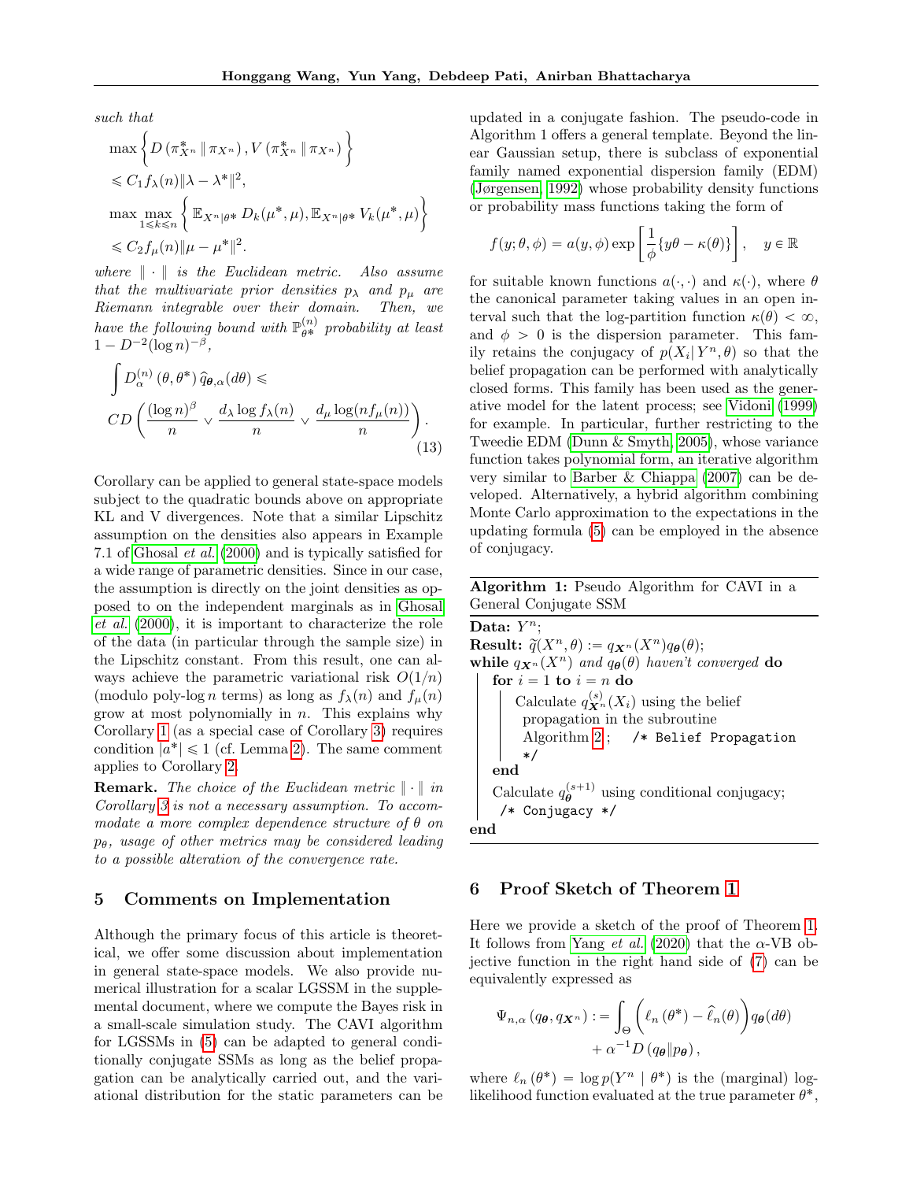*such that*

$$\max\left\{D\left(\pi^*_{X^n}\,\|\,\pi_{X^n}\right), V\left(\pi^*_{X^n}\,\|\,\pi_{X^n}\right)\right\}$$
$$\leqslant C_1 f_\lambda(n)\|\lambda-\lambda^*\|^2,$$
$$\max\max_{1\leqslant k\leqslant n}\left\{\mathbb{E}_{X^n|\theta^*}D_k(\mu^*,\mu), \mathbb{E}_{X^n|\theta^*}V_k(\mu^*,\mu)\right\}$$
$$\leqslant C_2 f_\mu(n)\|\mu-\mu^*\|^2.$$

*where $\|\cdot\|$ is the Euclidean metric. Also assume that the multivariate prior densities $p_\lambda$ and $p_\mu$ are Riemann integrable over their domain. Then, we have the following bound with $\mathbb{P}^{(n)}_{\theta^*}$ probability at least $1-D^{-2}(\log n)^{-\beta}$,*

$$\int D^{(n)}_\alpha\left(\theta,\theta^*\right)\widehat{q}_{\boldsymbol{\theta},\alpha}(d\theta)\leqslant$$
$$CD\left(\frac{(\log n)^\beta}{n}\vee\frac{d_\lambda\log f_\lambda(n)}{n}\vee\frac{d_\mu\log(nf_\mu(n))}{n}\right). \tag{13}$$

Corollary can be applied to general state-space models subject to the quadratic bounds above on appropriate KL and V divergences. Note that a similar Lipschitz assumption on the densities also appears in Example 7.1 of Ghosal *et al.* (2000) and is typically satisfied for a wide range of parametric densities. Since in our case, the assumption is directly on the joint densities as opposed to on the independent marginals as in Ghosal *et al.* (2000), it is important to characterize the role of the data (in particular through the sample size) in the Lipschitz constant. From this result, one can always achieve the parametric variational risk $O(1/n)$ (modulo poly-log $n$ terms) as long as $f_\lambda(n)$ and $f_\mu(n)$ grow at most polynomially in $n$. This explains why Corollary 1 (as a special case of Corollary 3) requires condition $|a^*|\leqslant 1$ (cf. Lemma 2). The same comment applies to Corollary 2.

**Remark.** *The choice of the Euclidean metric $\|\cdot\|$ in Corollary 3 is not a necessary assumption. To accommodate a more complex dependence structure of $\theta$ on $p_\theta$, usage of other metrics may be considered leading to a possible alteration of the convergence rate.*

## 5 Comments on Implementation

Although the primary focus of this article is theoretical, we offer some discussion about implementation in general state-space models. We also provide numerical illustration for a scalar LGSSM in the supplemental document, where we compute the Bayes risk in a small-scale simulation study. The CAVI algorithm for LGSSMs in (5) can be adapted to general conditionally conjugate SSMs as long as the belief propagation can be analytically carried out, and the variational distribution for the static parameters can be updated in a conjugate fashion. The pseudo-code in Algorithm 1 offers a general template. Beyond the linear Gaussian setup, there is subclass of exponential family named exponential dispersion family (EDM) (Jørgensen, 1992) whose probability density functions or probability mass functions taking the form of

$$f(y;\theta,\phi)=a(y,\phi)\exp\left[\frac{1}{\phi}\{y\theta-\kappa(\theta)\}\right],\quad y\in\mathbb{R}$$

for suitable known functions $a(\cdot,\cdot)$ and $\kappa(\cdot)$, where $\theta$ the canonical parameter taking values in an open interval such that the log-partition function $\kappa(\theta)<\infty$, and $\phi>0$ is the dispersion parameter. This family retains the conjugacy of $p(X_i|\,Y^n,\theta)$ so that the belief propagation can be performed with analytically closed forms. This family has been used as the generative model for the latent process; see Vidoni (1999) for example. In particular, further restricting to the Tweedie EDM (Dunn & Smyth, 2005), whose variance function takes polynomial form, an iterative algorithm very similar to Barber & Chiappa (2007) can be developed. Alternatively, a hybrid algorithm combining Monte Carlo approximation to the expectations in the updating formula (5) can be employed in the absence of conjugacy.

**Algorithm 1:** Pseudo Algorithm for CAVI in a General Conjugate SSM

**Data:** $Y^n$;
**Result:** $\widetilde{q}(X^n,\theta):=q_{\boldsymbol{X}^n}(X^n)q_{\boldsymbol{\theta}}(\theta)$;
**while** *$q_{\boldsymbol{X}^n}(X^n)$ and $q_{\boldsymbol{\theta}}(\theta)$ haven't converged* **do**
  **for** $i=1$ **to** $i=n$ **do**
    Calculate $q^{(s)}_{\boldsymbol{X}^n}(X_i)$ using the belief propagation in the subroutine Algorithm 2 ;  `/* Belief Propagation */`
  **end**
  Calculate $q^{(s+1)}_{\boldsymbol{\theta}}$ using conditional conjugacy;
  `/* Conjugacy */`
**end**

## 6 Proof Sketch of Theorem 1

Here we provide a sketch of the proof of Theorem 1. It follows from Yang *et al.* (2020) that the $\alpha$-VB objective function in the right hand side of (7) can be equivalently expressed as

$$\Psi_{n,\alpha}\left(q_{\boldsymbol{\theta}},q_{\boldsymbol{X}^n}\right):=\int_\Theta\left(\ell_n\left(\theta^*\right)-\widehat{\ell}_n(\theta)\right)q_{\boldsymbol{\theta}}(d\theta)$$
$$+\alpha^{-1}D\left(q_{\boldsymbol{\theta}}\|p_{\boldsymbol{\theta}}\right),$$

where $\ell_n\left(\theta^*\right)=\log p(Y^n\mid\theta^*)$ is the (marginal) log-likelihood function evaluated at the true parameter $\theta^*$,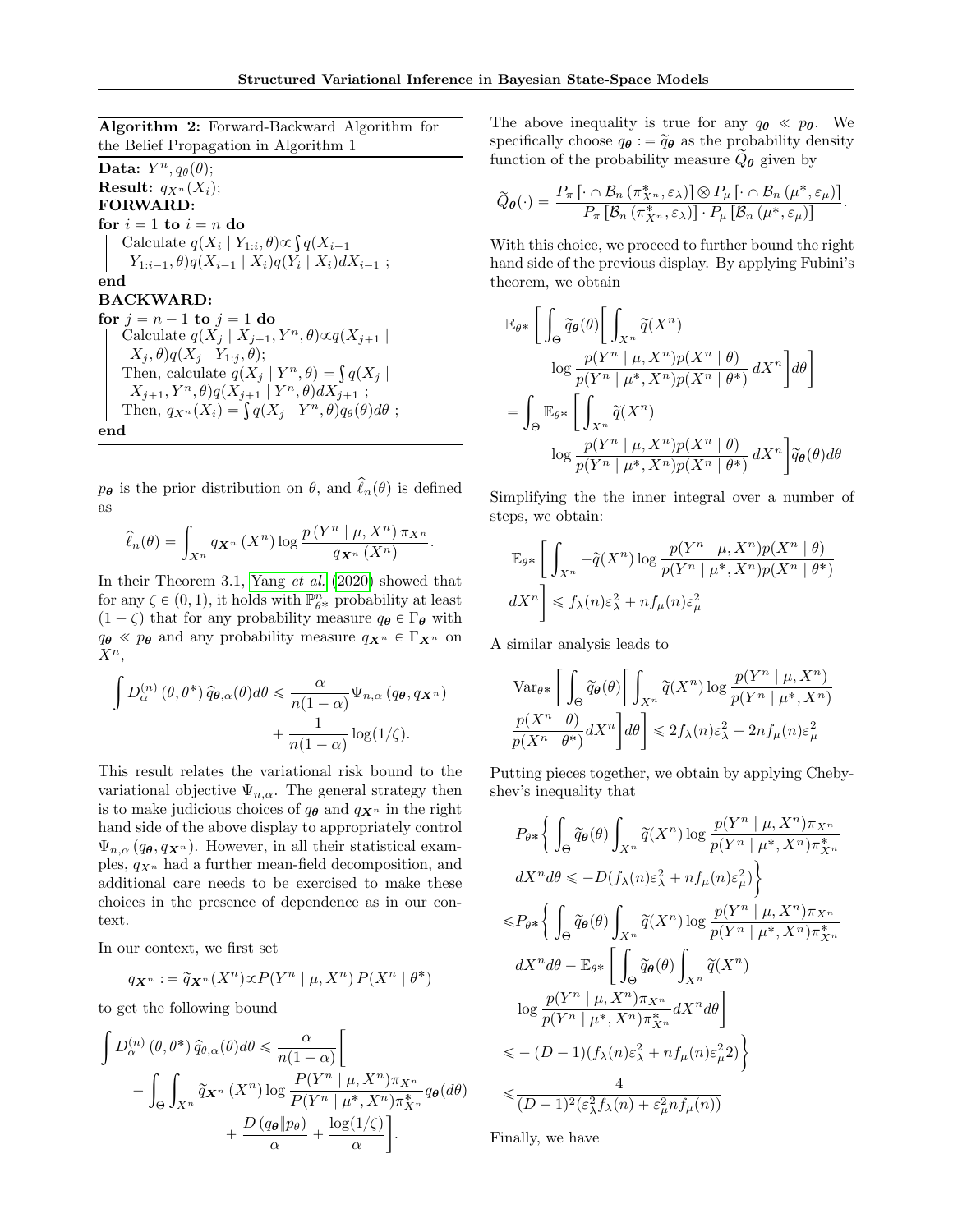**Algorithm 2:** Forward-Backward Algorithm for the Belief Propagation in Algorithm 1

**Data:** $Y^n, q_\theta(\theta)$;

**Result:** $q_{X^n}(X_i)$;

**FORWARD:**

**for** $i = 1$ **to** $i = n$ **do**

  Calculate $q(X_i \mid Y_{1:i}, \theta) \propto \int q(X_{i-1} \mid Y_{1:i-1}, \theta) q(X_{i-1} \mid X_i) q(Y_i \mid X_i) dX_{i-1}$ ;

**end**

**BACKWARD:**

**for** $j = n-1$ **to** $j = 1$ **do**

  Calculate $q(X_j \mid X_{j+1}, Y^n, \theta) \propto q(X_{j+1} \mid X_j, \theta) q(X_j \mid Y_{1:j}, \theta)$;

  Then, calculate $q(X_j \mid Y^n, \theta) = \int q(X_j \mid X_{j+1}, Y^n, \theta) q(X_{j+1} \mid Y^n, \theta) dX_{j+1}$ ;

  Then, $q_{X^n}(X_i) = \int q(X_j \mid Y^n, \theta) q_\theta(\theta) d\theta$ ;

**end**

$p_{\boldsymbol{\theta}}$ is the prior distribution on $\theta$, and $\widehat{\ell}_n(\theta)$ is defined as

$$\widehat{\ell}_n(\theta) = \int_{X^n} q_{\boldsymbol{X}^n}(X^n) \log \frac{p(Y^n \mid \mu, X^n) \pi_{X^n}}{q_{\boldsymbol{X}^n}(X^n)}.$$

In their Theorem 3.1, Yang *et al.* (2020) showed that for any $\zeta \in (0,1)$, it holds with $\mathbb{P}^n_{\theta*}$ probability at least $(1-\zeta)$ that for any probability measure $q_{\boldsymbol{\theta}} \in \Gamma_{\boldsymbol{\theta}}$ with $q_{\boldsymbol{\theta}} \ll p_{\boldsymbol{\theta}}$ and any probability measure $q_{\boldsymbol{X}^n} \in \Gamma_{\boldsymbol{X}^n}$ on $X^n$,

$$\int D_\alpha^{(n)}(\theta, \theta^*) \widehat{q}_{\boldsymbol{\theta},\alpha}(\theta) d\theta \leqslant \frac{\alpha}{n(1-\alpha)} \Psi_{n,\alpha}(q_{\boldsymbol{\theta}}, q_{\boldsymbol{X}^n}) + \frac{1}{n(1-\alpha)} \log(1/\zeta).$$

This result relates the variational risk bound to the variational objective $\Psi_{n,\alpha}$. The general strategy then is to make judicious choices of $q_{\boldsymbol{\theta}}$ and $q_{\boldsymbol{X}^n}$ in the right hand side of the above display to appropriately control $\Psi_{n,\alpha}(q_{\boldsymbol{\theta}}, q_{\boldsymbol{X}^n})$. However, in all their statistical examples, $q_{X^n}$ had a further mean-field decomposition, and additional care needs to be exercised to make these choices in the presence of dependence as in our context.

In our context, we first set

$$q_{\boldsymbol{X}^n} := \widetilde{q}_{\boldsymbol{X}^n}(X^n) \propto P(Y^n \mid \mu, X^n) P(X^n \mid \theta^*)$$

to get the following bound

$$\int D_\alpha^{(n)}(\theta, \theta^*) \widehat{q}_{\theta,\alpha}(\theta) d\theta \leqslant \frac{\alpha}{n(1-\alpha)} \Bigg[ - \int_\Theta \int_{X^n} \widetilde{q}_{\boldsymbol{X}^n}(X^n) \log \frac{P(Y^n \mid \mu, X^n) \pi_{X^n}}{P(Y^n \mid \mu^*, X^n) \pi^*_{X^n}} q_{\boldsymbol{\theta}}(d\theta) + \frac{D(q_{\boldsymbol{\theta}} \| p_\theta)}{\alpha} + \frac{\log(1/\zeta)}{\alpha} \Bigg].$$

The above inequality is true for any $q_{\boldsymbol{\theta}} \ll p_{\boldsymbol{\theta}}$. We specifically choose $q_{\boldsymbol{\theta}} := \widetilde{q}_{\boldsymbol{\theta}}$ as the probability density function of the probability measure $\widetilde{Q}_{\boldsymbol{\theta}}$ given by

$$\widetilde{Q}_{\boldsymbol{\theta}}(\cdot) = \frac{P_\pi\left[\cdot \cap \mathcal{B}_n(\pi^*_{X^n}, \varepsilon_\lambda)\right] \otimes P_\mu\left[\cdot \cap \mathcal{B}_n(\mu^*, \varepsilon_\mu)\right]}{P_\pi\left[\mathcal{B}_n(\pi^*_{X^n}, \varepsilon_\lambda)\right] \cdot P_\mu\left[\mathcal{B}_n(\mu^*, \varepsilon_\mu)\right]}.$$

With this choice, we proceed to further bound the right hand side of the previous display. By applying Fubini's theorem, we obtain

$$\begin{aligned}
&\mathbb{E}_{\theta*}\Bigg[\int_\Theta \widetilde{q}_{\boldsymbol{\theta}}(\theta) \Bigg[\int_{X^n} \widetilde{q}(X^n) \log \frac{p(Y^n \mid \mu, X^n) p(X^n \mid \theta)}{p(Y^n \mid \mu^*, X^n) p(X^n \mid \theta^*)} \, dX^n \Bigg] d\theta \Bigg] \\
&= \int_\Theta \mathbb{E}_{\theta*}\Bigg[\int_{X^n} \widetilde{q}(X^n) \log \frac{p(Y^n \mid \mu, X^n) p(X^n \mid \theta)}{p(Y^n \mid \mu^*, X^n) p(X^n \mid \theta^*)} \, dX^n \Bigg] \widetilde{q}_{\boldsymbol{\theta}}(\theta) d\theta
\end{aligned}$$

Simplifying the the inner integral over a number of steps, we obtain:

$$\mathbb{E}_{\theta*}\Bigg[\int_{X^n} -\widetilde{q}(X^n) \log \frac{p(Y^n \mid \mu, X^n) p(X^n \mid \theta)}{p(Y^n \mid \mu^*, X^n) p(X^n \mid \theta^*)} dX^n\Bigg] \leqslant f_\lambda(n)\varepsilon_\lambda^2 + n f_\mu(n) \varepsilon_\mu^2$$

A similar analysis leads to

$$\mathrm{Var}_{\theta*}\Bigg[\int_\Theta \widetilde{q}_{\boldsymbol{\theta}}(\theta) \Bigg[\int_{X^n} \widetilde{q}(X^n) \log \frac{p(Y^n \mid \mu, X^n)}{p(Y^n \mid \mu^*, X^n)} \frac{p(X^n \mid \theta)}{p(X^n \mid \theta^*)} dX^n \Bigg] d\theta\Bigg] \leqslant 2 f_\lambda(n)\varepsilon_\lambda^2 + 2n f_\mu(n)\varepsilon_\mu^2$$

Putting pieces together, we obtain by applying Chebyshev's inequality that

$$\begin{aligned}
&P_{\theta*}\Bigg\{\int_\Theta \widetilde{q}_{\boldsymbol{\theta}}(\theta) \int_{X^n} \widetilde{q}(X^n) \log \frac{p(Y^n \mid \mu, X^n) \pi_{X^n}}{p(Y^n \mid \mu^*, X^n) \pi^*_{X^n}} dX^n d\theta \leqslant -D(f_\lambda(n)\varepsilon_\lambda^2 + n f_\mu(n)\varepsilon_\mu^2)\Bigg\} \\
&\leqslant P_{\theta*}\Bigg\{\int_\Theta \widetilde{q}_{\boldsymbol{\theta}}(\theta) \int_{X^n} \widetilde{q}(X^n) \log \frac{p(Y^n \mid \mu, X^n) \pi_{X^n}}{p(Y^n \mid \mu^*, X^n) \pi^*_{X^n}} dX^n d\theta - \mathbb{E}_{\theta*}\Bigg[\int_\Theta \widetilde{q}_{\boldsymbol{\theta}}(\theta) \int_{X^n} \widetilde{q}(X^n) \log \frac{p(Y^n \mid \mu, X^n) \pi_{X^n}}{p(Y^n \mid \mu^*, X^n) \pi^*_{X^n}} dX^n d\theta\Bigg] \\
&\leqslant -(D-1)(f_\lambda(n)\varepsilon_\lambda^2 + n f_\mu(n)\varepsilon_\mu^2 2)\Bigg\} \\
&\leqslant \frac{4}{(D-1)^2(\varepsilon_\lambda^2 f_\lambda(n) + \varepsilon_\mu^2 n f_\mu(n))}
\end{aligned}$$

Finally, we have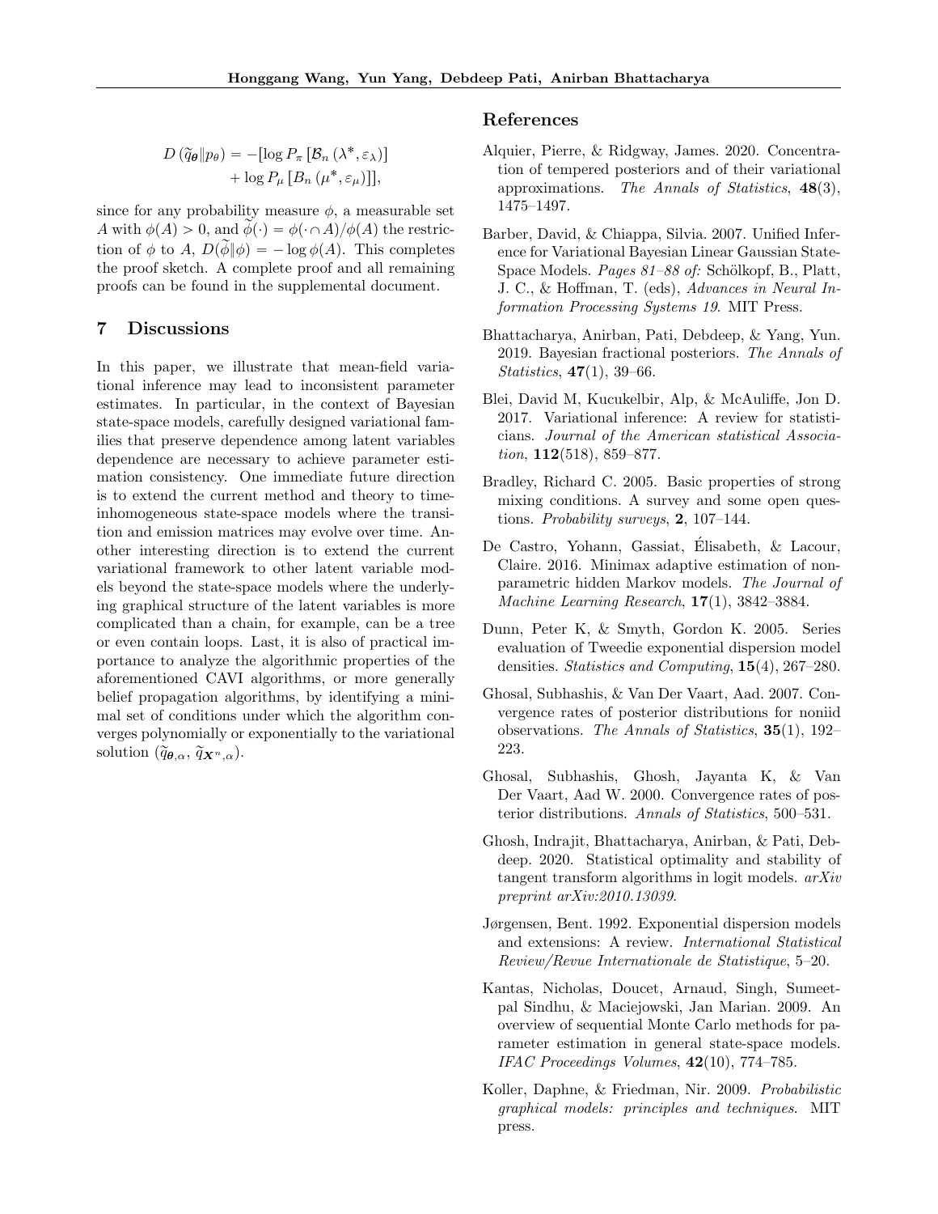$$
\begin{aligned}
D\left(\widetilde{q}_{\boldsymbol{\theta}} \| p_{\theta}\right) = -[&\log P_{\pi}\left[\mathcal{B}_n\left(\lambda^*, \varepsilon_{\lambda}\right)\right] \\
&+ \log P_{\mu}\left[B_n\left(\mu^*, \varepsilon_{\mu}\right)\right]],
\end{aligned}
$$

since for any probability measure $\phi$, a measurable set $A$ with $\phi(A) > 0$, and $\widetilde{\phi}(\cdot) = \phi(\cdot \cap A)/\phi(A)$ the restriction of $\phi$ to $A$, $D(\widetilde{\phi} \| \phi) = -\log \phi(A)$. This completes the proof sketch. A complete proof and all remaining proofs can be found in the supplemental document.

## 7 Discussions

In this paper, we illustrate that mean-field variational inference may lead to inconsistent parameter estimates. In particular, in the context of Bayesian state-space models, carefully designed variational families that preserve dependence among latent variables dependence are necessary to achieve parameter estimation consistency. One immediate future direction is to extend the current method and theory to time-inhomogeneous state-space models where the transition and emission matrices may evolve over time. Another interesting direction is to extend the current variational framework to other latent variable models beyond the state-space models where the underlying graphical structure of the latent variables is more complicated than a chain, for example, can be a tree or even contain loops. Last, it is also of practical importance to analyze the algorithmic properties of the aforementioned CAVI algorithms, or more generally belief propagation algorithms, by identifying a minimal set of conditions under which the algorithm converges polynomially or exponentially to the variational solution $(\widetilde{q}_{\boldsymbol{\theta},\alpha}, \widetilde{q}_{\boldsymbol{X}^n,\alpha})$.

## References

Alquier, Pierre, & Ridgway, James. 2020. Concentration of tempered posteriors and of their variational approximations. *The Annals of Statistics*, **48**(3), 1475–1497.

Barber, David, & Chiappa, Silvia. 2007. Unified Inference for Variational Bayesian Linear Gaussian State-Space Models. *Pages 81–88 of:* Schölkopf, B., Platt, J. C., & Hoffman, T. (eds), *Advances in Neural Information Processing Systems 19*. MIT Press.

Bhattacharya, Anirban, Pati, Debdeep, & Yang, Yun. 2019. Bayesian fractional posteriors. *The Annals of Statistics*, **47**(1), 39–66.

Blei, David M, Kucukelbir, Alp, & McAuliffe, Jon D. 2017. Variational inference: A review for statisticians. *Journal of the American statistical Association*, **112**(518), 859–877.

Bradley, Richard C. 2005. Basic properties of strong mixing conditions. A survey and some open questions. *Probability surveys*, **2**, 107–144.

De Castro, Yohann, Gassiat, Élisabeth, & Lacour, Claire. 2016. Minimax adaptive estimation of non-parametric hidden Markov models. *The Journal of Machine Learning Research*, **17**(1), 3842–3884.

Dunn, Peter K, & Smyth, Gordon K. 2005. Series evaluation of Tweedie exponential dispersion model densities. *Statistics and Computing*, **15**(4), 267–280.

Ghosal, Subhashis, & Van Der Vaart, Aad. 2007. Convergence rates of posterior distributions for noniid observations. *The Annals of Statistics*, **35**(1), 192–223.

Ghosal, Subhashis, Ghosh, Jayanta K, & Van Der Vaart, Aad W. 2000. Convergence rates of posterior distributions. *Annals of Statistics*, 500–531.

Ghosh, Indrajit, Bhattacharya, Anirban, & Pati, Debdeep. 2020. Statistical optimality and stability of tangent transform algorithms in logit models. *arXiv preprint arXiv:2010.13039*.

Jørgensen, Bent. 1992. Exponential dispersion models and extensions: A review. *International Statistical Review/Revue Internationale de Statistique*, 5–20.

Kantas, Nicholas, Doucet, Arnaud, Singh, Sumeetpal Sindhu, & Maciejowski, Jan Marian. 2009. An overview of sequential Monte Carlo methods for parameter estimation in general state-space models. *IFAC Proceedings Volumes*, **42**(10), 774–785.

Koller, Daphne, & Friedman, Nir. 2009. *Probabilistic graphical models: principles and techniques*. MIT press.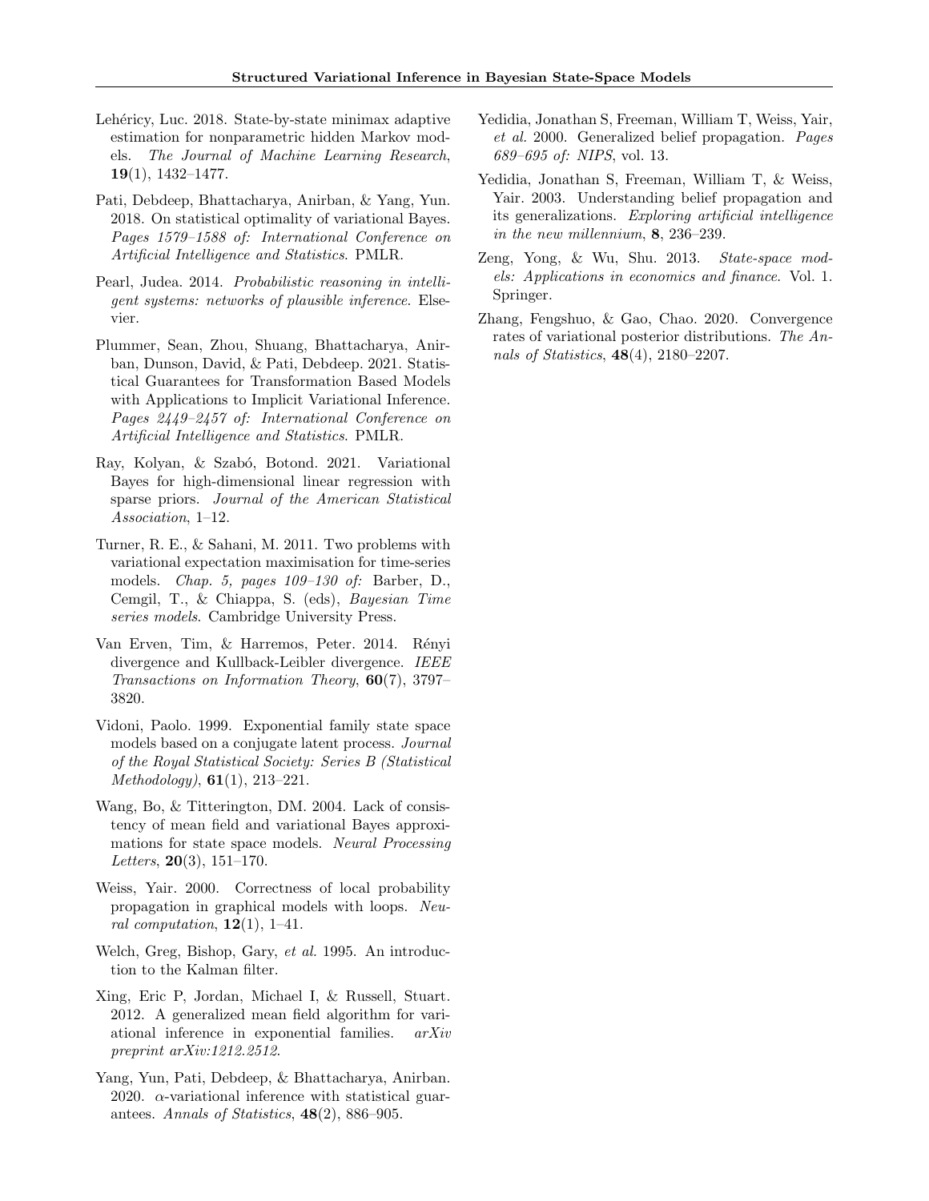Lehéricy, Luc. 2018. State-by-state minimax adaptive estimation for nonparametric hidden Markov models. *The Journal of Machine Learning Research*, **19**(1), 1432–1477.

Pati, Debdeep, Bhattacharya, Anirban, & Yang, Yun. 2018. On statistical optimality of variational Bayes. *Pages 1579–1588 of: International Conference on Artificial Intelligence and Statistics*. PMLR.

Pearl, Judea. 2014. *Probabilistic reasoning in intelligent systems: networks of plausible inference*. Elsevier.

Plummer, Sean, Zhou, Shuang, Bhattacharya, Anirban, Dunson, David, & Pati, Debdeep. 2021. Statistical Guarantees for Transformation Based Models with Applications to Implicit Variational Inference. *Pages 2449–2457 of: International Conference on Artificial Intelligence and Statistics*. PMLR.

Ray, Kolyan, & Szabó, Botond. 2021. Variational Bayes for high-dimensional linear regression with sparse priors. *Journal of the American Statistical Association*, 1–12.

Turner, R. E., & Sahani, M. 2011. Two problems with variational expectation maximisation for time-series models. *Chap. 5, pages 109–130 of:* Barber, D., Cemgil, T., & Chiappa, S. (eds), *Bayesian Time series models*. Cambridge University Press.

Van Erven, Tim, & Harremos, Peter. 2014. Rényi divergence and Kullback-Leibler divergence. *IEEE Transactions on Information Theory*, **60**(7), 3797–3820.

Vidoni, Paolo. 1999. Exponential family state space models based on a conjugate latent process. *Journal of the Royal Statistical Society: Series B (Statistical Methodology)*, **61**(1), 213–221.

Wang, Bo, & Titterington, DM. 2004. Lack of consistency of mean field and variational Bayes approximations for state space models. *Neural Processing Letters*, **20**(3), 151–170.

Weiss, Yair. 2000. Correctness of local probability propagation in graphical models with loops. *Neural computation*, **12**(1), 1–41.

Welch, Greg, Bishop, Gary, *et al.* 1995. An introduction to the Kalman filter.

Xing, Eric P, Jordan, Michael I, & Russell, Stuart. 2012. A generalized mean field algorithm for variational inference in exponential families. *arXiv preprint arXiv:1212.2512*.

Yang, Yun, Pati, Debdeep, & Bhattacharya, Anirban. 2020. $\alpha$-variational inference with statistical guarantees. *Annals of Statistics*, **48**(2), 886–905.

Yedidia, Jonathan S, Freeman, William T, Weiss, Yair, *et al.* 2000. Generalized belief propagation. *Pages 689–695 of: NIPS*, vol. 13.

Yedidia, Jonathan S, Freeman, William T, & Weiss, Yair. 2003. Understanding belief propagation and its generalizations. *Exploring artificial intelligence in the new millennium*, **8**, 236–239.

Zeng, Yong, & Wu, Shu. 2013. *State-space models: Applications in economics and finance*. Vol. 1. Springer.

Zhang, Fengshuo, & Gao, Chao. 2020. Convergence rates of variational posterior distributions. *The Annals of Statistics*, **48**(4), 2180–2207.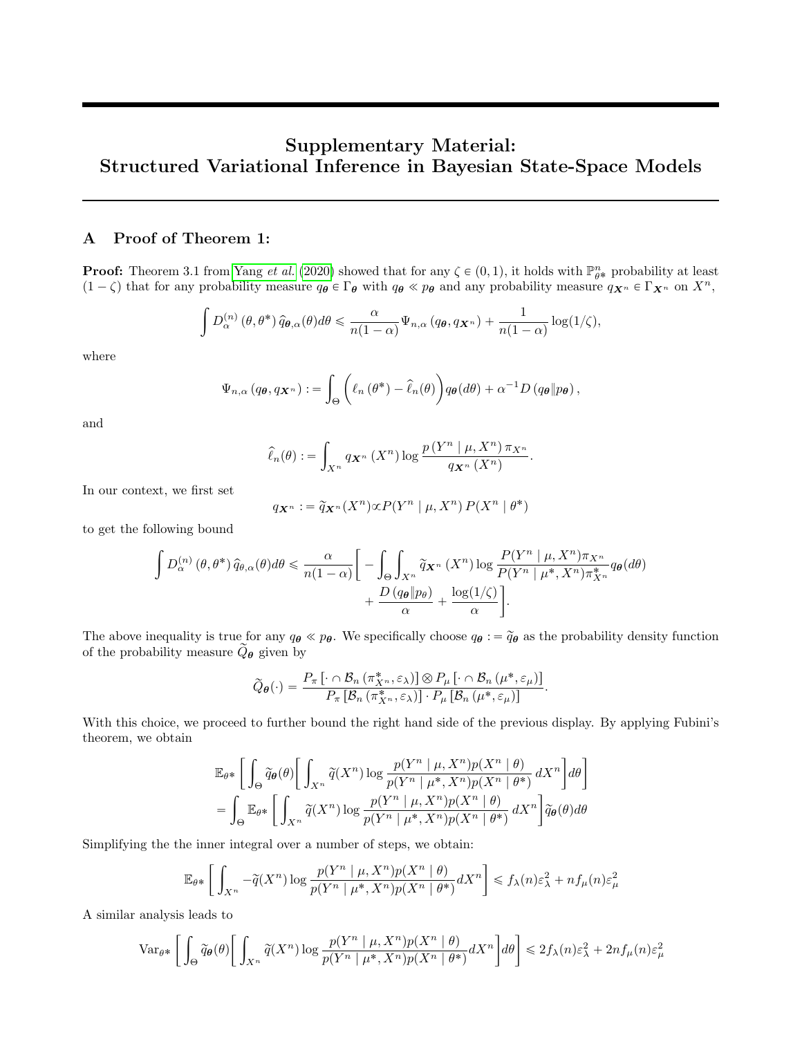# Supplementary Material: Structured Variational Inference in Bayesian State-Space Models

## A Proof of Theorem 1:

**Proof:** Theorem 3.1 from Yang *et al.* (2020) showed that for any $\zeta \in (0,1)$, it holds with $\mathbb{P}_{\theta*}^{n}$ probability at least $(1-\zeta)$ that for any probability measure $q_{\boldsymbol{\theta}} \in \Gamma_{\boldsymbol{\theta}}$ with $q_{\boldsymbol{\theta}} \ll p_{\boldsymbol{\theta}}$ and any probability measure $q_{\boldsymbol{X}^n} \in \Gamma_{\boldsymbol{X}^n}$ on $X^n$,

$$\int D_{\alpha}^{(n)}\left(\theta, \theta^{*}\right) \widehat{q}_{\boldsymbol{\theta}, \alpha}(\theta) d\theta \leqslant \frac{\alpha}{n(1-\alpha)} \Psi_{n, \alpha}\left(q_{\boldsymbol{\theta}}, q_{\boldsymbol{X}^n}\right)+\frac{1}{n(1-\alpha)} \log (1 / \zeta),$$

where

$$\Psi_{n, \alpha}\left(q_{\boldsymbol{\theta}}, q_{\boldsymbol{X}^n}\right):=\int_{\Theta}\bigg(\ell_{n}\left(\theta^{*}\right)-\widehat{\ell}_{n}(\theta)\bigg) q_{\boldsymbol{\theta}}(d \theta)+\alpha^{-1} D\left(q_{\boldsymbol{\theta}} \| p_{\boldsymbol{\theta}}\right),$$

and

$$\widehat{\ell}_{n}(\theta):=\int_{X^{n}} q_{\boldsymbol{X}^n}\left(X^{n}\right) \log \frac{p\left(Y^{n} \mid \mu, X^{n}\right) \pi_{X^{n}}}{q_{\boldsymbol{X}^n}\left(X^{n}\right)}.$$

In our context, we first set

$$q_{\boldsymbol{X}^n}:=\widetilde{q}_{\boldsymbol{X}^n}(X^n) \propto P(Y^n \mid \mu, X^n)\, P(X^n \mid \theta^*)$$

to get the following bound

$$\int D_{\alpha}^{(n)}\left(\theta, \theta^{*}\right) \widehat{q}_{\theta, \alpha}(\theta) d\theta \leqslant \frac{\alpha}{n(1-\alpha)} \Bigg[-\int_{\Theta} \int_{X^{n}} \widetilde{q}_{\boldsymbol{X}^n}\left(X^{n}\right) \log \frac{P(Y^n \mid \mu, X^n) \pi_{X^n}}{P(Y^n \mid \mu^*, X^n) \pi_{X^n}^*} q_{\boldsymbol{\theta}}(d\theta) + \frac{D\left(q_{\boldsymbol{\theta}} \| p_{\theta}\right)}{\alpha}+\frac{\log (1 / \zeta)}{\alpha}\Bigg].$$

The above inequality is true for any $q_{\boldsymbol{\theta}} \ll p_{\boldsymbol{\theta}}$. We specifically choose $q_{\boldsymbol{\theta}} := \widetilde{q}_{\boldsymbol{\theta}}$ as the probability density function of the probability measure $\widetilde{Q}_{\boldsymbol{\theta}}$ given by

$$\widetilde{Q}_{\boldsymbol{\theta}}(\cdot)=\frac{P_{\pi}\left[\cdot \cap \mathcal{B}_{n}\left(\pi_{X^n}^{*}, \varepsilon_{\lambda}\right)\right] \otimes P_{\mu}\left[\cdot \cap \mathcal{B}_{n}\left(\mu^{*}, \varepsilon_{\mu}\right)\right]}{P_{\pi}\left[\mathcal{B}_{n}\left(\pi_{X^n}^{*}, \varepsilon_{\lambda}\right)\right] \cdot P_{\mu}\left[\mathcal{B}_{n}\left(\mu^{*}, \varepsilon_{\mu}\right)\right]}.$$

With this choice, we proceed to further bound the right hand side of the previous display. By applying Fubini's theorem, we obtain

$$\begin{aligned}
&\mathbb{E}_{\theta*}\Bigg[\int_{\Theta} \widetilde{q}_{\boldsymbol{\theta}}(\theta)\Bigg[\int_{X^n} \widetilde{q}(X^n) \log \frac{p(Y^n \mid \mu, X^n) p(X^n \mid \theta)}{p(Y^n \mid \mu^*, X^n) p(X^n \mid \theta^*)}\, dX^n\Bigg] d\theta\Bigg] \\
&= \int_{\Theta} \mathbb{E}_{\theta*}\Bigg[\int_{X^n} \widetilde{q}(X^n) \log \frac{p(Y^n \mid \mu, X^n) p(X^n \mid \theta)}{p(Y^n \mid \mu^*, X^n) p(X^n \mid \theta^*)}\, dX^n\Bigg] \widetilde{q}_{\boldsymbol{\theta}}(\theta) d\theta
\end{aligned}$$

Simplifying the the inner integral over a number of steps, we obtain:

$$\mathbb{E}_{\theta*}\Bigg[\int_{X^n} -\widetilde{q}(X^n) \log \frac{p(Y^n \mid \mu, X^n) p(X^n \mid \theta)}{p(Y^n \mid \mu^*, X^n) p(X^n \mid \theta^*)} dX^n\Bigg] \leqslant f_{\lambda}(n)\varepsilon_{\lambda}^2 + n f_{\mu}(n)\varepsilon_{\mu}^2$$

A similar analysis leads to

$$\operatorname{Var}_{\theta*}\Bigg[\int_{\Theta} \widetilde{q}_{\boldsymbol{\theta}}(\theta)\Bigg[\int_{X^n} \widetilde{q}(X^n) \log \frac{p(Y^n \mid \mu, X^n) p(X^n \mid \theta)}{p(Y^n \mid \mu^*, X^n) p(X^n \mid \theta^*)} dX^n\Bigg] d\theta\Bigg] \leqslant 2 f_{\lambda}(n)\varepsilon_{\lambda}^2 + 2n f_{\mu}(n)\varepsilon_{\mu}^2$$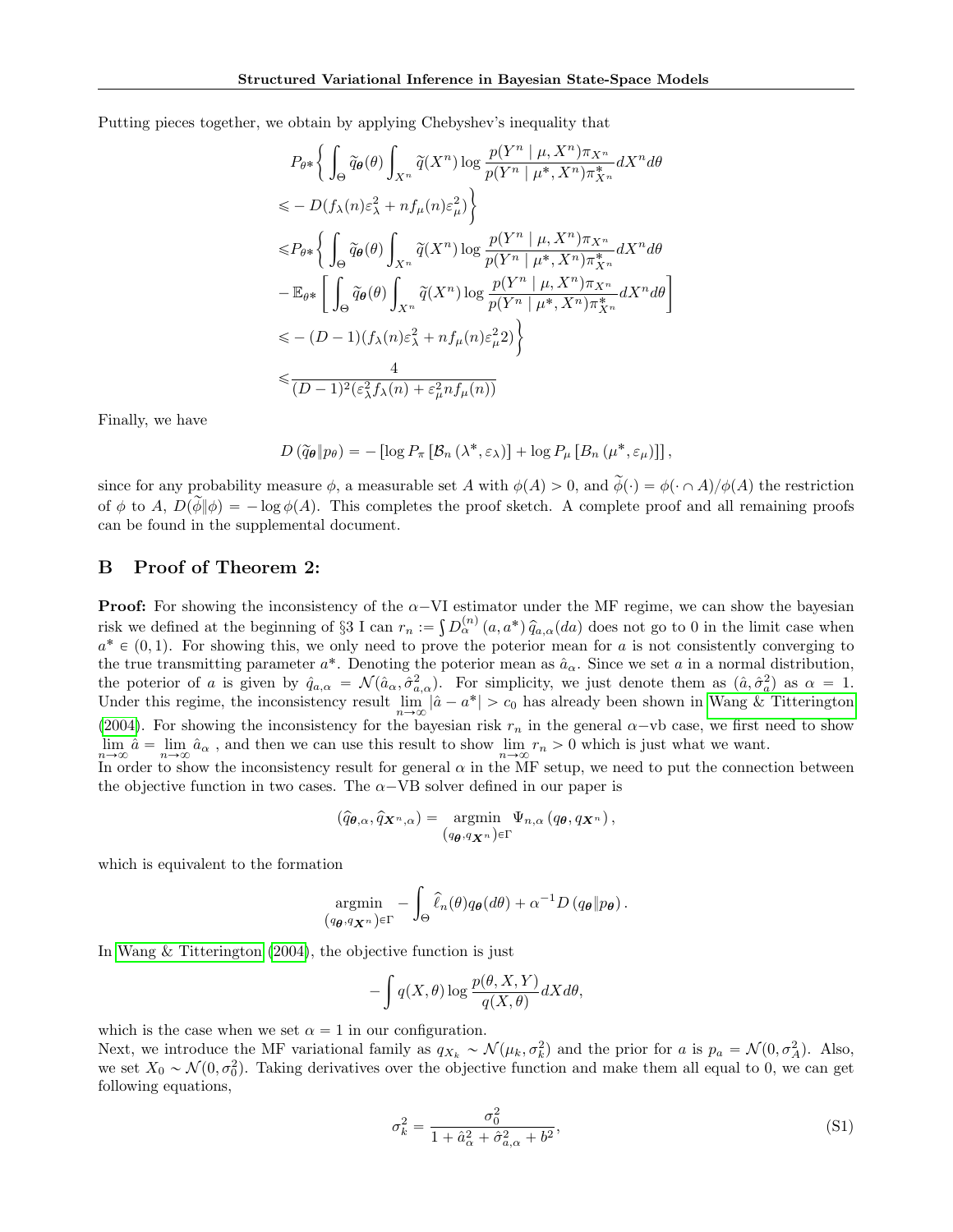Putting pieces together, we obtain by applying Chebyshev's inequality that

$$
\begin{aligned}
&P_{\theta*}\bigg\{ \int_{\Theta} \widetilde{q}_{\boldsymbol{\theta}}(\theta) \int_{X^n} \widetilde{q}(X^n) \log \frac{p(Y^n \mid \mu, X^n)\pi_{X^n}}{p(Y^n \mid \mu^*, X^n)\pi^*_{X^n}} dX^n d\theta \\
\leqslant& -D(f_\lambda(n)\varepsilon_\lambda^2 + nf_\mu(n)\varepsilon_\mu^2)\bigg\} \\
\leqslant& P_{\theta*}\bigg\{ \int_{\Theta} \widetilde{q}_{\boldsymbol{\theta}}(\theta) \int_{X^n} \widetilde{q}(X^n) \log \frac{p(Y^n \mid \mu, X^n)\pi_{X^n}}{p(Y^n \mid \mu^*, X^n)\pi^*_{X^n}} dX^n d\theta \\
&- \mathbb{E}_{\theta*}\bigg[ \int_{\Theta} \widetilde{q}_{\boldsymbol{\theta}}(\theta) \int_{X^n} \widetilde{q}(X^n) \log \frac{p(Y^n \mid \mu, X^n)\pi_{X^n}}{p(Y^n \mid \mu^*, X^n)\pi^*_{X^n}} dX^n d\theta \bigg] \\
\leqslant& -(D-1)(f_\lambda(n)\varepsilon_\lambda^2 + nf_\mu(n)\varepsilon_\mu^2 2)\bigg\} \\
\leqslant& \frac{4}{(D-1)^2(\varepsilon_\lambda^2 f_\lambda(n) + \varepsilon_\mu^2 n f_\mu(n))}
\end{aligned}
$$

Finally, we have

$$
D\left(\widetilde{q}_{\boldsymbol{\theta}} \| p_\theta\right) = -\left[\log P_\pi\left[\mathcal{B}_n\left(\lambda^*, \varepsilon_\lambda\right)\right] + \log P_\mu\left[B_n\left(\mu^*, \varepsilon_\mu\right)\right]\right],
$$

since for any probability measure $\phi$, a measurable set $A$ with $\phi(A) > 0$, and $\widetilde{\phi}(\cdot) = \phi(\cdot \cap A)/\phi(A)$ the restriction of $\phi$ to $A$, $D(\widetilde{\phi}\|\phi) = -\log \phi(A)$. This completes the proof sketch. A complete proof and all remaining proofs can be found in the supplemental document.

## B Proof of Theorem 2:

**Proof:** For showing the inconsistency of the $\alpha-$VI estimator under the MF regime, we can show the bayesian risk we defined at the beginning of §3 I can $r_n := \int D_\alpha^{(n)}\left(a, a^*\right) \widehat{q}_{a,\alpha}(da)$ does not go to 0 in the limit case when $a^* \in (0,1)$. For showing this, we only need to prove the poterior mean for $a$ is not consistently converging to the true transmitting parameter $a^*$. Denoting the poterior mean as $\hat{a}_\alpha$. Since we set $a$ in a normal distribution, the poterior of $a$ is given by $\hat{q}_{a,\alpha} = \mathcal{N}(\hat{a}_\alpha, \hat{\sigma}^2_{a,\alpha})$. For simplicity, we just denote them as $(\hat{a}, \hat{\sigma}^2_a)$ as $\alpha = 1$. Under this regime, the inconsistency result $\lim_{n\to\infty} |\hat{a} - a^*| > c_0$ has already been shown in Wang & Titterington (2004). For showing the inconsistency for the bayesian risk $r_n$ in the general $\alpha-$vb case, we first need to show $\lim_{n\to\infty} \hat{a} = \lim_{n\to\infty} \hat{a}_\alpha$ , and then we can use this result to show $\lim_{n\to\infty} r_n > 0$ which is just what we want.
In order to show the inconsistency result for general $\alpha$ in the MF setup, we need to put the connection between the objective function in two cases. The $\alpha-$VB solver defined in our paper is

$$
\left(\widehat{q}_{\boldsymbol{\theta},\alpha}, \widehat{q}_{\boldsymbol{X}^n,\alpha}\right) = \underset{(q_{\boldsymbol{\theta}}, q_{\boldsymbol{X}^n}) \in \Gamma}{\operatorname{argmin}} \ \Psi_{n,\alpha}\left(q_{\boldsymbol{\theta}}, q_{\boldsymbol{X}^n}\right),
$$

which is equivalent to the formation

$$
\underset{(q_{\boldsymbol{\theta}}, q_{\boldsymbol{X}^n}) \in \Gamma}{\operatorname{argmin}} -\int_{\Theta} \widehat{\ell}_n(\theta) q_{\boldsymbol{\theta}}(d\theta) + \alpha^{-1} D\left(q_{\boldsymbol{\theta}} \| p_{\boldsymbol{\theta}}\right).
$$

In Wang & Titterington (2004), the objective function is just

$$
-\int q(X,\theta) \log \frac{p(\theta, X, Y)}{q(X,\theta)} dX d\theta,
$$

which is the case when we set $\alpha = 1$ in our configuration.
Next, we introduce the MF variational family as $q_{X_k} \sim \mathcal{N}(\mu_k, \sigma_k^2)$ and the prior for $a$ is $p_a = \mathcal{N}(0, \sigma_A^2)$. Also, we set $X_0 \sim \mathcal{N}(0, \sigma_0^2)$. Taking derivatives over the objective function and make them all equal to 0, we can get following equations,

$$
\sigma_k^2 = \frac{\sigma_0^2}{1 + \hat{a}_\alpha^2 + \hat{\sigma}^2_{a,\alpha} + b^2}, \tag{S1}
$$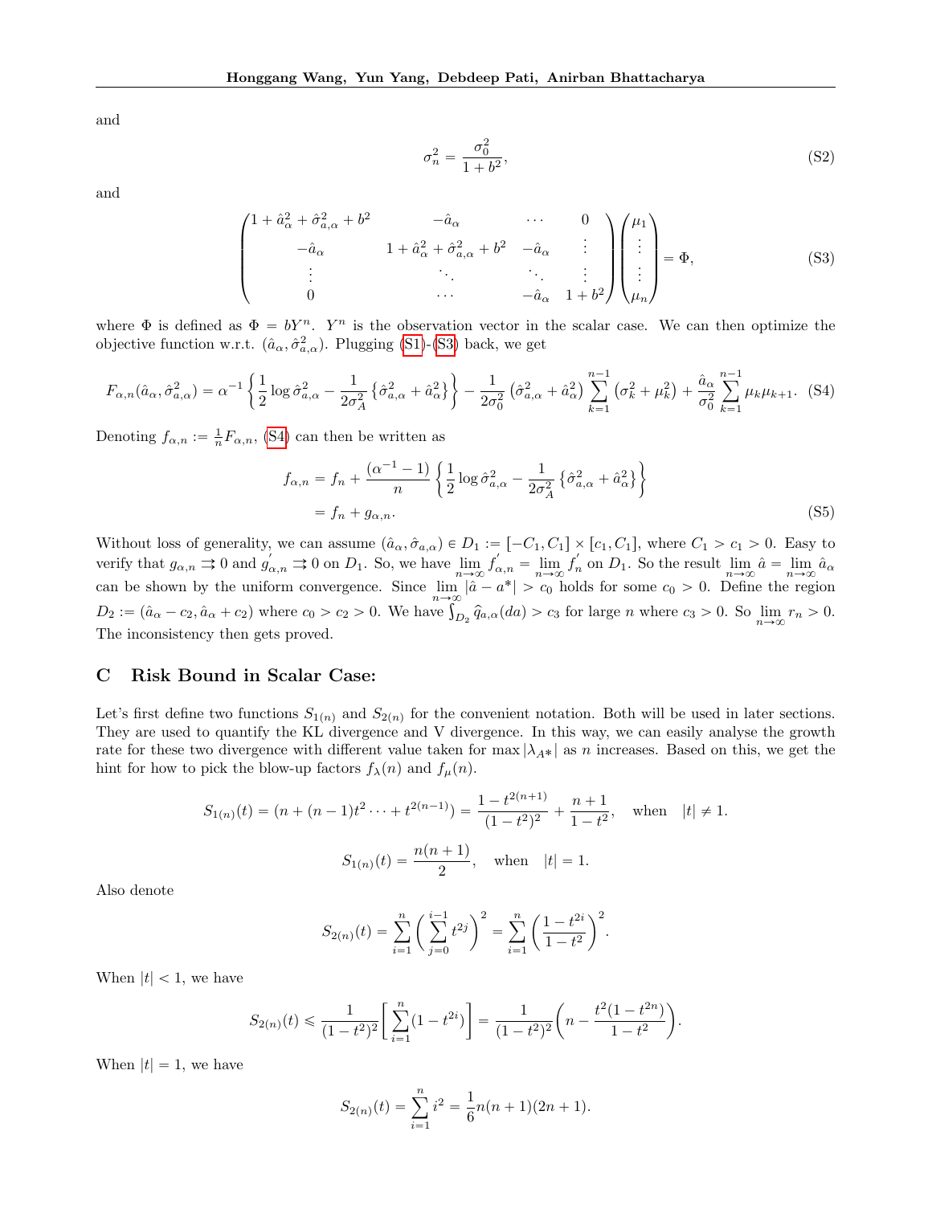and

$$
\sigma_n^2 = \frac{\sigma_0^2}{1+b^2}, \tag{S2}
$$

and

$$
\begin{pmatrix}
1+\hat{a}_\alpha^2+\hat{\sigma}_{a,\alpha}^2+b^2 & -\hat{a}_\alpha & \cdots & 0 \\
-\hat{a}_\alpha & 1+\hat{a}_\alpha^2+\hat{\sigma}_{a,\alpha}^2+b^2 & -\hat{a}_\alpha & \vdots \\
\vdots & \ddots & \ddots & \vdots \\
0 & \cdots & -\hat{a}_\alpha & 1+b^2
\end{pmatrix}
\begin{pmatrix}
\mu_1 \\ \vdots \\ \vdots \\ \mu_n
\end{pmatrix} = \Phi, \tag{S3}
$$

where $\Phi$ is defined as $\Phi = bY^n$. $Y^n$ is the observation vector in the scalar case. We can then optimize the objective function w.r.t. $(\hat{a}_\alpha, \hat{\sigma}_{a,\alpha}^2)$. Plugging (S1)-(S3) back, we get

$$
F_{\alpha,n}(\hat{a}_\alpha, \hat{\sigma}_{a,\alpha}^2) = \alpha^{-1}\left\{\frac{1}{2}\log\hat{\sigma}_{a,\alpha}^2 - \frac{1}{2\sigma_A^2}\left\{\hat{\sigma}_{a,\alpha}^2+\hat{a}_\alpha^2\right\}\right\} - \frac{1}{2\sigma_0^2}\left(\hat{\sigma}_{a,\alpha}^2+\hat{a}_\alpha^2\right)\sum_{k=1}^{n-1}\left(\sigma_k^2+\mu_k^2\right) + \frac{\hat{a}_\alpha}{\sigma_0^2}\sum_{k=1}^{n-1}\mu_k\mu_{k+1}. \tag{S4}
$$

Denoting $f_{\alpha,n} := \frac{1}{n}F_{\alpha,n}$, (S4) can then be written as

$$
\begin{aligned}
f_{\alpha,n} &= f_n + \frac{(\alpha^{-1}-1)}{n}\left\{\frac{1}{2}\log\hat{\sigma}_{a,\alpha}^2 - \frac{1}{2\sigma_A^2}\left\{\hat{\sigma}_{a,\alpha}^2+\hat{a}_\alpha^2\right\}\right\} \\
&= f_n + g_{\alpha,n}.
\end{aligned} \tag{S5}
$$

Without loss of generality, we can assume $(\hat{a}_\alpha, \hat{\sigma}_{a,\alpha}) \in D_1 := [-C_1, C_1] \times [c_1, C_1]$, where $C_1 > c_1 > 0$. Easy to verify that $g_{\alpha,n} \rightrightarrows 0$ and $g'_{\alpha,n} \rightrightarrows 0$ on $D_1$. So, we have $\lim_{n\to\infty} f'_{\alpha,n} = \lim_{n\to\infty} f'_n$ on $D_1$. So the result $\lim_{n\to\infty}\hat{a} = \lim_{n\to\infty}\hat{a}_\alpha$ can be shown by the uniform convergence. Since $\lim_{n\to\infty}|\hat{a}-a^*| > c_0$ holds for some $c_0 > 0$. Define the region $D_2 := (\hat{a}_\alpha - c_2, \hat{a}_\alpha + c_2)$ where $c_0 > c_2 > 0$. We have $\int_{D_2}\hat{q}_{a,\alpha}(da) > c_3$ for large $n$ where $c_3 > 0$. So $\lim_{n\to\infty} r_n > 0$. The inconsistency then gets proved.

## C Risk Bound in Scalar Case:

Let's first define two functions $S_{1(n)}$ and $S_{2(n)}$ for the convenient notation. Both will be used in later sections. They are used to quantify the KL divergence and V divergence. In this way, we can easily analyse the growth rate for these two divergence with different value taken for $\max|\lambda_{A*}|$ as $n$ increases. Based on this, we get the hint for how to pick the blow-up factors $f_\lambda(n)$ and $f_\mu(n)$.

$$
S_{1(n)}(t) = (n + (n-1)t^2 \cdots + t^{2(n-1)}) = \frac{1-t^{2(n+1)}}{(1-t^2)^2} + \frac{n+1}{1-t^2}, \quad \text{when} \quad |t| \neq 1.
$$

$$
S_{1(n)}(t) = \frac{n(n+1)}{2}, \quad \text{when} \quad |t| = 1.
$$

Also denote

$$
S_{2(n)}(t) = \sum_{i=1}^{n}\left(\sum_{j=0}^{i-1} t^{2j}\right)^2 = \sum_{i=1}^{n}\left(\frac{1-t^{2i}}{1-t^2}\right)^2.
$$

When $|t| < 1$, we have

$$
S_{2(n)}(t) \leqslant \frac{1}{(1-t^2)^2}\left[\sum_{i=1}^{n}(1-t^{2i})\right] = \frac{1}{(1-t^2)^2}\left(n - \frac{t^2(1-t^{2n})}{1-t^2}\right).
$$

When $|t| = 1$, we have

$$
S_{2(n)}(t) = \sum_{i=1}^{n} i^2 = \frac{1}{6}n(n+1)(2n+1).
$$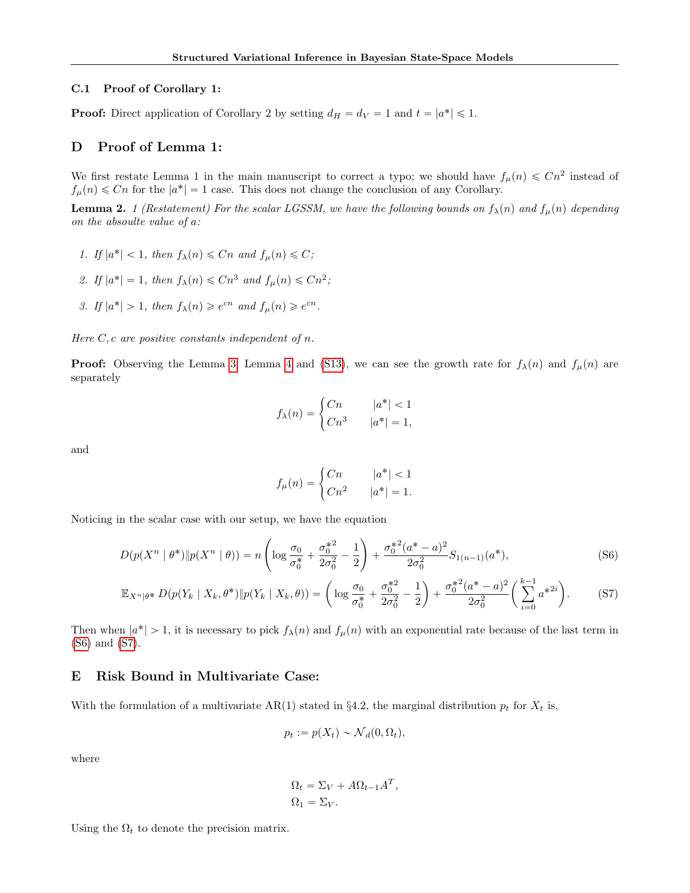### C.1 Proof of Corollary 1:

**Proof:** Direct application of Corollary 2 by setting $d_H = d_V = 1$ and $t = |a^*| \leqslant 1$.

## D Proof of Lemma 1:

We first restate Lemma 1 in the main manuscript to correct a typo; we should have $f_\mu(n) \leqslant Cn^2$ instead of $f_\mu(n) \leqslant Cn$ for the $|a^*| = 1$ case. This does not change the conclusion of any Corollary.

**Lemma 2.** *1 (Restatement) For the scalar LGSSM, we have the following bounds on $f_\lambda(n)$ and $f_\mu(n)$ depending on the absoulte value of $a$:*

1. *If $|a^*| < 1$, then $f_\lambda(n) \leqslant Cn$ and $f_\mu(n) \leqslant C$;*
2. *If $|a^*| = 1$, then $f_\lambda(n) \leqslant Cn^3$ and $f_\mu(n) \leqslant Cn^2$;*
3. *If $|a^*| > 1$, then $f_\lambda(n) \geqslant e^{cn}$ and $f_\mu(n) \geqslant e^{cn}$.*

*Here $C, c$ are positive constants independent of $n$.*

**Proof:** Observing the Lemma 3, Lemma 4 and (S13), we can see the growth rate for $f_\lambda(n)$ and $f_\mu(n)$ are separately

$$
f_\lambda(n) = \begin{cases} Cn & |a^*| < 1 \\ Cn^3 & |a^*| = 1, \end{cases}
$$

and

$$
f_\mu(n) = \begin{cases} Cn & |a^*| < 1 \\ Cn^2 & |a^*| = 1. \end{cases}
$$

Noticing in the scalar case with our setup, we have the equation

$$
D(p(X^n \mid \theta^*) \| p(X^n \mid \theta)) = n\left(\log\frac{\sigma_0}{\sigma_0^*} + \frac{{\sigma_0^*}^2}{2\sigma_0^2} - \frac{1}{2}\right) + \frac{{\sigma_0^*}^2(a^* - a)^2}{2\sigma_0^2} S_{1(n-1)}(a^*), \tag{S6}
$$

$$
\mathbb{E}_{X^n|\theta^*} D(p(Y_k \mid X_k, \theta^*) \| p(Y_k \mid X_k, \theta)) = \left(\log\frac{\sigma_0}{\sigma_0^*} + \frac{{\sigma_0^*}^2}{2\sigma_0^2} - \frac{1}{2}\right) + \frac{{\sigma_0^*}^2(a^* - a)^2}{2\sigma_0^2}\left(\sum_{i=0}^{k-1} {a^*}^{2i}\right). \tag{S7}
$$

Then when $|a^*| > 1$, it is necessary to pick $f_\lambda(n)$ and $f_\mu(n)$ with an exponential rate because of the last term in (S6) and (S7).

## E Risk Bound in Multivariate Case:

With the formulation of a multivariate AR(1) stated in §4.2, the marginal distribution $p_t$ for $X_t$ is,

$$
p_t := p(X_t) \sim \mathcal{N}_d(0, \Omega_t),
$$

where

$$
\begin{aligned}
\Omega_t &= \Sigma_V + A\Omega_{t-1}A^T, \\
\Omega_1 &= \Sigma_V.
\end{aligned}
$$

Using the $\Omega_t$ to denote the precision matrix.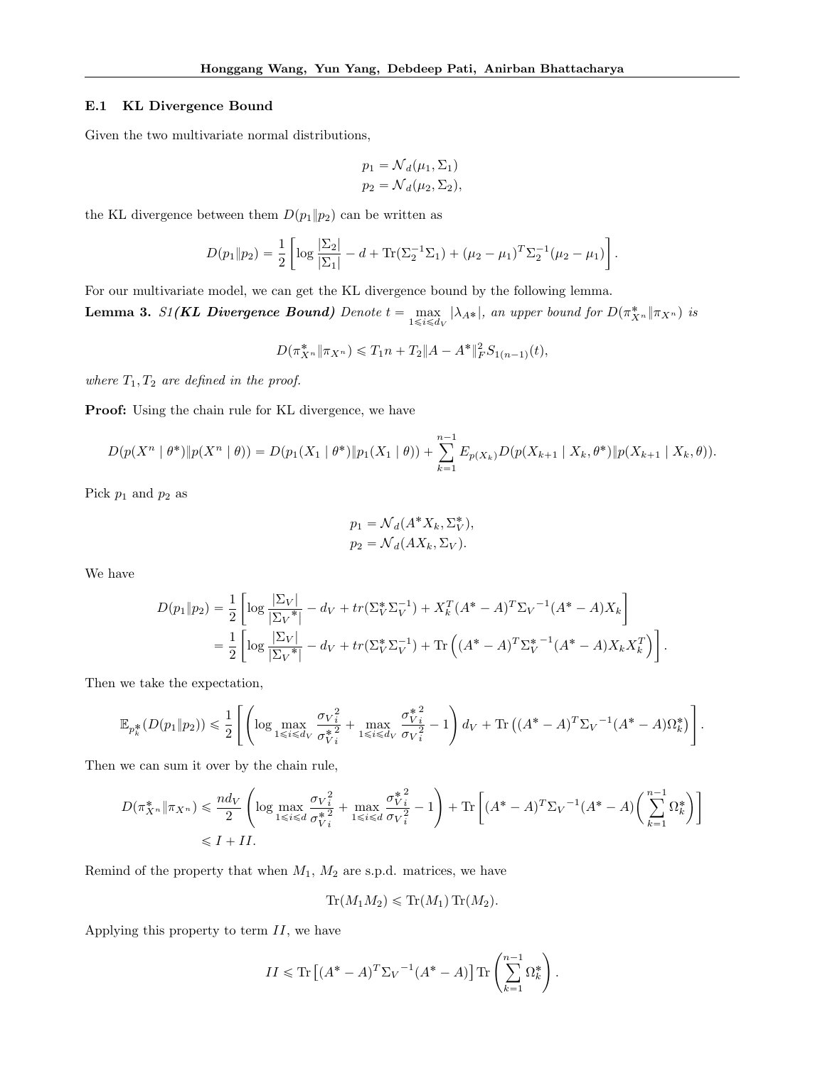### E.1 KL Divergence Bound

Given the two multivariate normal distributions,

$$p_1 = \mathcal{N}_d(\mu_1, \Sigma_1)$$
$$p_2 = \mathcal{N}_d(\mu_2, \Sigma_2),$$

the KL divergence between them $D(p_1 \| p_2)$ can be written as

$$D(p_1 \| p_2) = \frac{1}{2}\left[\log \frac{|\Sigma_2|}{|\Sigma_1|} - d + \mathrm{Tr}(\Sigma_2^{-1}\Sigma_1) + (\mu_2 - \mu_1)^T \Sigma_2^{-1}(\mu_2 - \mu_1)\right].$$

For our multivariate model, we can get the KL divergence bound by the following lemma.

**Lemma 3.** *S1(**KL Divergence Bound**) Denote $t = \max_{1 \leqslant i \leqslant d_V} |\lambda_{A*}|$, an upper bound for $D(\pi^*_{X^n} \| \pi_{X^n})$ is*

$$D(\pi^*_{X^n} \| \pi_{X^n}) \leqslant T_1 n + T_2 \|A - A^*\|_F^2 S_{1(n-1)}(t),$$

*where $T_1, T_2$ are defined in the proof.*

**Proof:** Using the chain rule for KL divergence, we have

$$D(p(X^n \mid \theta^*) \| p(X^n \mid \theta)) = D(p_1(X_1 \mid \theta^*) \| p_1(X_1 \mid \theta)) + \sum_{k=1}^{n-1} E_{p(X_k)} D(p(X_{k+1} \mid X_k, \theta^*) \| p(X_{k+1} \mid X_k, \theta)).$$

Pick $p_1$ and $p_2$ as

$$p_1 = \mathcal{N}_d(A^* X_k, \Sigma_V^*),$$
$$p_2 = \mathcal{N}_d(A X_k, \Sigma_V).$$

We have

$$\begin{aligned}
D(p_1 \| p_2) &= \frac{1}{2}\left[\log \frac{|\Sigma_V|}{|\Sigma_V{}^*|} - d_V + tr(\Sigma_V^* \Sigma_V^{-1}) + X_k^T (A^* - A)^T \Sigma_V{}^{-1}(A^* - A) X_k\right] \\
&= \frac{1}{2}\left[\log \frac{|\Sigma_V|}{|\Sigma_V{}^*|} - d_V + tr(\Sigma_V^* \Sigma_V^{-1}) + \mathrm{Tr}\left((A^* - A)^T \Sigma_V^*{}^{-1}(A^* - A) X_k X_k^T\right)\right].
\end{aligned}$$

Then we take the expectation,

$$\mathbb{E}_{p_k^*}(D(p_1 \| p_2)) \leqslant \frac{1}{2}\left[\left(\log \max_{1 \leqslant i \leqslant d_V} \frac{\sigma_{V}{}_i^2}{\sigma_{V}^*{}_i^2} + \max_{1 \leqslant i \leqslant d_V} \frac{\sigma_{V}^*{}_i^2}{\sigma_{V}{}_i^2} - 1\right) d_V + \mathrm{Tr}\left((A^* - A)^T \Sigma_V{}^{-1}(A^* - A)\Omega_k^*\right)\right].$$

Then we can sum it over by the chain rule,

$$\begin{aligned}
D(\pi^*_{X^n} \| \pi_{X^n}) &\leqslant \frac{n d_V}{2}\left(\log \max_{1 \leqslant i \leqslant d} \frac{\sigma_{V}{}_i^2}{\sigma_{V}^*{}_i^2} + \max_{1 \leqslant i \leqslant d} \frac{\sigma_{V}^*{}_i^2}{\sigma_{V}{}_i^2} - 1\right) + \mathrm{Tr}\left[(A^* - A)^T \Sigma_V{}^{-1}(A^* - A)\left(\sum_{k=1}^{n-1} \Omega_k^*\right)\right] \\
&\leqslant I + II.
\end{aligned}$$

Remind of the property that when $M_1$, $M_2$ are s.p.d. matrices, we have

$$\mathrm{Tr}(M_1 M_2) \leqslant \mathrm{Tr}(M_1)\,\mathrm{Tr}(M_2).$$

Applying this property to term $II$, we have

$$II \leqslant \mathrm{Tr}\left[(A^* - A)^T \Sigma_V{}^{-1}(A^* - A)\right] \mathrm{Tr}\left(\sum_{k=1}^{n-1} \Omega_k^*\right).$$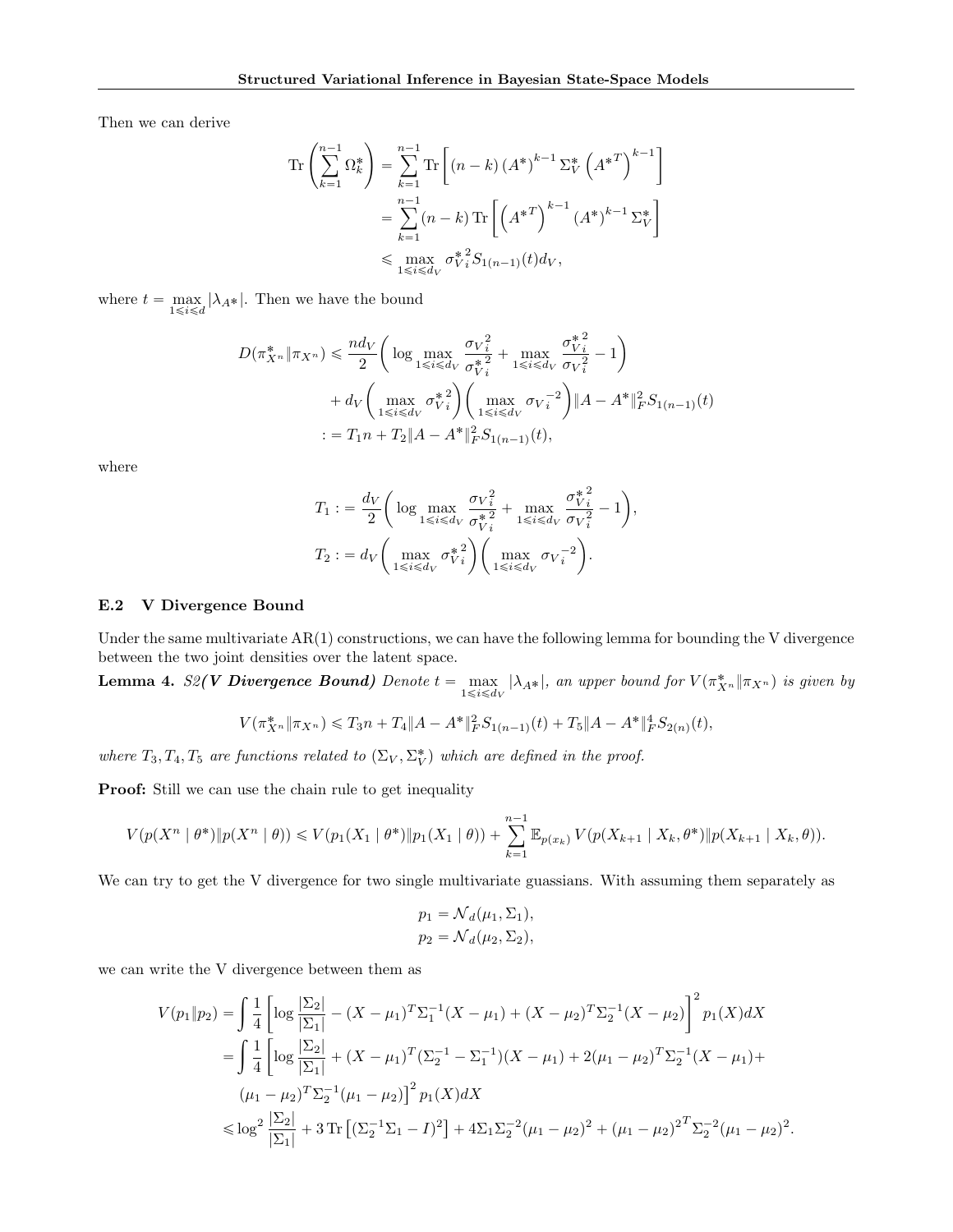Then we can derive

$$
\begin{aligned}
\operatorname{Tr}\left(\sum_{k=1}^{n-1} \Omega_k^*\right) &= \sum_{k=1}^{n-1} \operatorname{Tr}\left[(n-k)\left(A^*\right)^{k-1} \Sigma_V^* \left(A^{*T}\right)^{k-1}\right] \\
&= \sum_{k=1}^{n-1} (n-k) \operatorname{Tr}\left[\left(A^{*T}\right)^{k-1} \left(A^*\right)^{k-1} \Sigma_V^*\right] \\
&\leqslant \max_{1 \leqslant i \leqslant d_V} {\sigma_{V}^*}_i^2 S_{1(n-1)}(t) d_V,
\end{aligned}
$$

where $t = \max_{1 \leqslant i \leqslant d} |\lambda_{A*}|$. Then we have the bound

$$
\begin{aligned}
D(\pi^*_{X^n} \| \pi_{X^n}) &\leqslant \frac{n d_V}{2}\left(\log \max_{1 \leqslant i \leqslant d_V} \frac{{\sigma_V}_i^2}{{\sigma_V^*}_i^2} + \max_{1 \leqslant i \leqslant d_V} \frac{{\sigma_V^*}_i^2}{{\sigma_V}_i^2} - 1\right) \\
&\quad + d_V\left(\max_{1 \leqslant i \leqslant d_V} {\sigma_V^*}_i^2\right)\left(\max_{1 \leqslant i \leqslant d_V} {\sigma_V}_i^{-2}\right) \|A - A^*\|_F^2 S_{1(n-1)}(t) \\
&:= T_1 n + T_2 \|A - A^*\|_F^2 S_{1(n-1)}(t),
\end{aligned}
$$

where

$$
\begin{aligned}
T_1 &:= \frac{d_V}{2}\left(\log \max_{1 \leqslant i \leqslant d_V} \frac{{\sigma_V}_i^2}{{\sigma_V^*}_i^2} + \max_{1 \leqslant i \leqslant d_V} \frac{{\sigma_V^*}_i^2}{{\sigma_V}_i^2} - 1\right), \\
T_2 &:= d_V\left(\max_{1 \leqslant i \leqslant d_V} {\sigma_V^*}_i^2\right)\left(\max_{1 \leqslant i \leqslant d_V} {\sigma_V}_i^{-2}\right).
\end{aligned}
$$

### E.2 V Divergence Bound

Under the same multivariate AR(1) constructions, we can have the following lemma for bounding the V divergence between the two joint densities over the latent space.

**Lemma 4.** *S2(**V Divergence Bound**) Denote $t = \max_{1 \leqslant i \leqslant d_V} |\lambda_{A*}|$, an upper bound for $V(\pi^*_{X^n} \| \pi_{X^n})$ is given by*

$$
V(\pi^*_{X^n} \| \pi_{X^n}) \leqslant T_3 n + T_4 \|A - A^*\|_F^2 S_{1(n-1)}(t) + T_5 \|A - A^*\|_F^4 S_{2(n)}(t),
$$

*where $T_3, T_4, T_5$ are functions related to $(\Sigma_V, \Sigma_V^*)$ which are defined in the proof.*

**Proof:** Still we can use the chain rule to get inequality

$$
V(p(X^n \mid \theta^*) \| p(X^n \mid \theta)) \leqslant V(p_1(X_1 \mid \theta^*) \| p_1(X_1 \mid \theta)) + \sum_{k=1}^{n-1} \mathbb{E}_{p(x_k)} V(p(X_{k+1} \mid X_k, \theta^*) \| p(X_{k+1} \mid X_k, \theta)).
$$

We can try to get the V divergence for two single multivariate guassians. With assuming them separately as

$$
\begin{aligned}
p_1 &= \mathcal{N}_d(\mu_1, \Sigma_1), \\
p_2 &= \mathcal{N}_d(\mu_2, \Sigma_2),
\end{aligned}
$$

we can write the V divergence between them as

$$
\begin{aligned}
V(p_1 \| p_2) &= \int \frac{1}{4}\left[\log \frac{|\Sigma_2|}{|\Sigma_1|} - (X - \mu_1)^T \Sigma_1^{-1} (X - \mu_1) + (X - \mu_2)^T \Sigma_2^{-1} (X - \mu_2)\right]^2 p_1(X) dX \\
&= \int \frac{1}{4}\left[\log \frac{|\Sigma_2|}{|\Sigma_1|} + (X - \mu_1)^T (\Sigma_2^{-1} - \Sigma_1^{-1})(X - \mu_1) + 2(\mu_1 - \mu_2)^T \Sigma_2^{-1} (X - \mu_1) + \right. \\
&\quad \left. (\mu_1 - \mu_2)^T \Sigma_2^{-1} (\mu_1 - \mu_2)\right]^2 p_1(X) dX \\
&\leqslant \log^2 \frac{|\Sigma_2|}{|\Sigma_1|} + 3 \operatorname{Tr}\left[(\Sigma_2^{-1} \Sigma_1 - I)^2\right] + 4 \Sigma_1 \Sigma_2^{-2} (\mu_1 - \mu_2)^2 + {(\mu_1 - \mu_2)^2}^T \Sigma_2^{-2} (\mu_1 - \mu_2)^2.
\end{aligned}
$$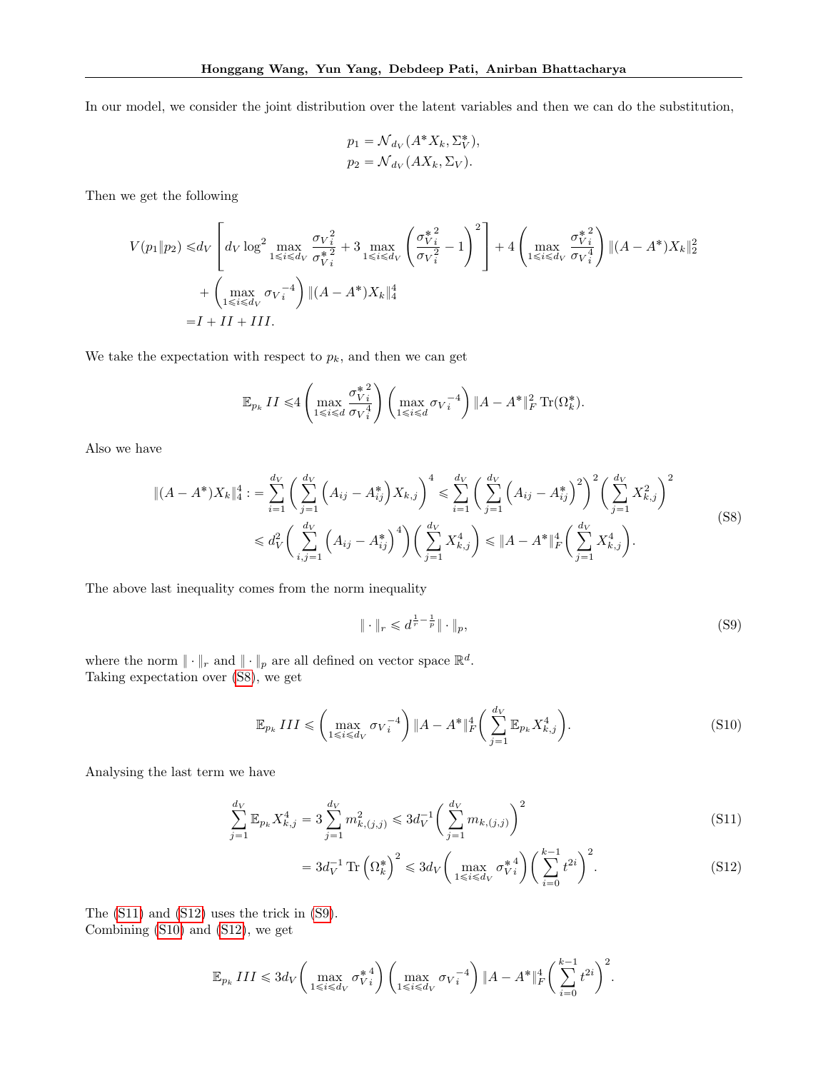In our model, we consider the joint distribution over the latent variables and then we can do the substitution,

$$
\begin{aligned}
p_1 &= \mathcal{N}_{d_V}(A^* X_k, \Sigma_V^*), \\
p_2 &= \mathcal{N}_{d_V}(A X_k, \Sigma_V).
\end{aligned}
$$

Then we get the following

$$
\begin{aligned}
V(p_1 \| p_2) \leqslant & d_V \left[ d_V \log^2 \max_{1 \leqslant i \leqslant d_V} \frac{{\sigma_V}_i^2}{{\sigma_V^*}_i^2} + 3 \max_{1 \leqslant i \leqslant d_V} \left( \frac{{\sigma_V^*}_i^2}{{\sigma_V}_i^2} - 1 \right)^2 \right] + 4 \left( \max_{1 \leqslant i \leqslant d_V} \frac{{\sigma_V^*}_i^2}{{\sigma_V}_i^4} \right) \|(A - A^*) X_k\|_2^2 \\
& + \left( \max_{1 \leqslant i \leqslant d_V} {\sigma_V}_i^{-4} \right) \|(A - A^*) X_k\|_4^4 \\
= & I + II + III.
\end{aligned}
$$

We take the expectation with respect to $p_k$, and then we can get

$$
\mathbb{E}_{p_k} II \leqslant 4 \left( \max_{1 \leqslant i \leqslant d} \frac{{\sigma_V^*}_i^2}{{\sigma_V}_i^4} \right) \left( \max_{1 \leqslant i \leqslant d} {\sigma_V}_i^{-4} \right) \|A - A^*\|_F^2 \operatorname{Tr}(\Omega_k^*).
$$

Also we have

$$
\begin{aligned}
\|(A - A^*) X_k\|_4^4 := \sum_{i=1}^{d_V} \left( \sum_{j=1}^{d_V} \left( A_{ij} - A_{ij}^* \right) X_{k,j} \right)^4 & \leqslant \sum_{i=1}^{d_V} \left( \sum_{j=1}^{d_V} \left( A_{ij} - A_{ij}^* \right)^2 \right)^2 \left( \sum_{j=1}^{d_V} X_{k,j}^2 \right)^2 \\
& \leqslant d_V^2 \left( \sum_{i,j=1}^{d_V} \left( A_{ij} - A_{ij}^* \right)^4 \right) \left( \sum_{j=1}^{d_V} X_{k,j}^4 \right) \leqslant \|A - A^*\|_F^4 \left( \sum_{j=1}^{d_V} X_{k,j}^4 \right).
\end{aligned} \tag{S8}
$$

The above last inequality comes from the norm inequality

$$
\| \cdot \|_r \leqslant d^{\frac{1}{r} - \frac{1}{p}} \| \cdot \|_p, \tag{S9}
$$

where the norm $\| \cdot \|_r$ and $\| \cdot \|_p$ are all defined on vector space $\mathbb{R}^d$.
Taking expectation over (S8), we get

$$
\mathbb{E}_{p_k} III \leqslant \left( \max_{1 \leqslant i \leqslant d_V} {\sigma_V}_i^{-4} \right) \|A - A^*\|_F^4 \left( \sum_{j=1}^{d_V} \mathbb{E}_{p_k} X_{k,j}^4 \right). \tag{S10}
$$

Analysing the last term we have

$$
\sum_{j=1}^{d_V} \mathbb{E}_{p_k} X_{k,j}^4 = 3 \sum_{j=1}^{d_V} m_{k,(j,j)}^2 \leqslant 3 d_V^{-1} \left( \sum_{j=1}^{d_V} m_{k,(j,j)} \right)^2 \tag{S11}
$$

$$
= 3 d_V^{-1} \operatorname{Tr} \left( \Omega_k^* \right)^2 \leqslant 3 d_V \left( \max_{1 \leqslant i \leqslant d_V} {\sigma_V^*}_i^4 \right) \left( \sum_{i=0}^{k-1} t^{2i} \right)^2. \tag{S12}
$$

The (S11) and (S12) uses the trick in (S9).
Combining (S10) and (S12), we get

$$
\mathbb{E}_{p_k} III \leqslant 3 d_V \left( \max_{1 \leqslant i \leqslant d_V} {\sigma_V^*}_i^4 \right) \left( \max_{1 \leqslant i \leqslant d_V} {\sigma_V}_i^{-4} \right) \|A - A^*\|_F^4 \left( \sum_{i=0}^{k-1} t^{2i} \right)^2.
$$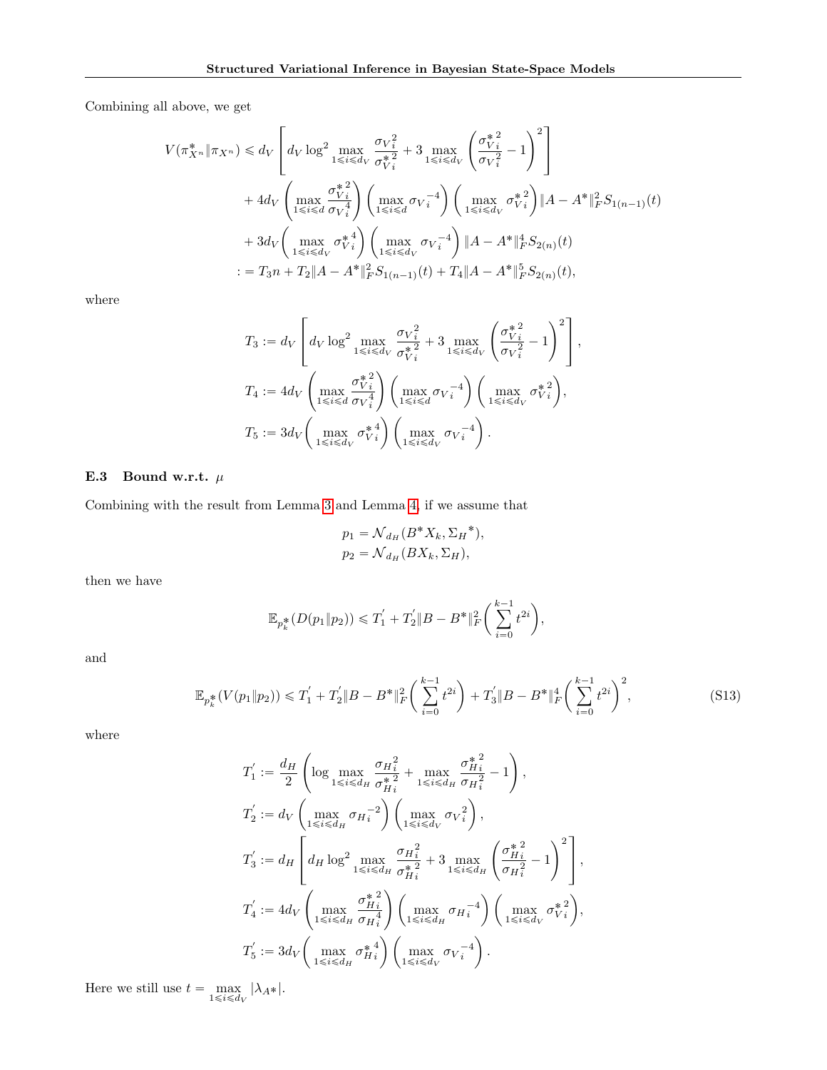Combining all above, we get

$$
\begin{aligned}
V(\pi^*_{X^n}\|\pi_{X^n}) &\leqslant d_V\left[d_V \log^2 \max_{1\leqslant i\leqslant d_V} \frac{{\sigma_V}_i^2}{{\sigma^*_V}_i^2} + 3\max_{1\leqslant i\leqslant d_V}\left(\frac{{\sigma^*_V}_i^2}{{\sigma_V}_i^2}-1\right)^2\right] \\
&\quad + 4d_V\left(\max_{1\leqslant i\leqslant d}\frac{{\sigma^*_V}_i^2}{{\sigma_V}_i^4}\right)\left(\max_{1\leqslant i\leqslant d}{\sigma_V}_i^{-4}\right)\left(\max_{1\leqslant i\leqslant d_V}{\sigma^*_V}_i^2\right)\|A-A^*\|_F^2 S_{1(n-1)}(t) \\
&\quad + 3d_V\left(\max_{1\leqslant i\leqslant d_V}{\sigma^*_V}_i^4\right)\left(\max_{1\leqslant i\leqslant d_V}{\sigma_V}_i^{-4}\right)\|A-A^*\|_F^4 S_{2(n)}(t) \\
&:= T_3 n + T_2\|A-A^*\|_F^2 S_{1(n-1)}(t) + T_4\|A-A^*\|_F^5 S_{2(n)}(t),
\end{aligned}
$$

where

$$
\begin{aligned}
T_3 &:= d_V\left[d_V \log^2 \max_{1\leqslant i\leqslant d_V} \frac{{\sigma_V}_i^2}{{\sigma^*_V}_i^2} + 3\max_{1\leqslant i\leqslant d_V}\left(\frac{{\sigma^*_V}_i^2}{{\sigma_V}_i^2}-1\right)^2\right], \\
T_4 &:= 4d_V\left(\max_{1\leqslant i\leqslant d}\frac{{\sigma^*_V}_i^2}{{\sigma_V}_i^4}\right)\left(\max_{1\leqslant i\leqslant d}{\sigma_V}_i^{-4}\right)\left(\max_{1\leqslant i\leqslant d_V}{\sigma^*_V}_i^2\right), \\
T_5 &:= 3d_V\left(\max_{1\leqslant i\leqslant d_V}{\sigma^*_V}_i^4\right)\left(\max_{1\leqslant i\leqslant d_V}{\sigma_V}_i^{-4}\right).
\end{aligned}
$$

### E.3 Bound w.r.t. $\mu$

Combining with the result from Lemma 3 and Lemma 4, if we assume that

$$
\begin{aligned}
p_1 &= \mathcal{N}_{d_H}(B^* X_k, {\Sigma_H}^*), \\
p_2 &= \mathcal{N}_{d_H}(B X_k, \Sigma_H),
\end{aligned}
$$

then we have

$$
\mathbb{E}_{p_k^*}(D(p_1\|p_2)) \leqslant T_1^{'} + T_2^{'}\|B-B^*\|_F^2\left(\sum_{i=0}^{k-1} t^{2i}\right),
$$

and

$$
\mathbb{E}_{p_k^*}(V(p_1\|p_2)) \leqslant T_1^{'} + T_2^{'}\|B-B^*\|_F^2\left(\sum_{i=0}^{k-1} t^{2i}\right) + T_3^{'}\|B-B^*\|_F^4\left(\sum_{i=0}^{k-1} t^{2i}\right)^2, \tag{S13}
$$

where

$$
\begin{aligned}
T_1^{'} &:= \frac{d_H}{2}\left(\log \max_{1\leqslant i\leqslant d_H}\frac{{\sigma_H}_i^2}{{\sigma^*_H}_i^2} + \max_{1\leqslant i\leqslant d_H}\frac{{\sigma^*_H}_i^2}{{\sigma_H}_i^2} - 1\right), \\
T_2^{'} &:= d_V\left(\max_{1\leqslant i\leqslant d_H}{\sigma_H}_i^{-2}\right)\left(\max_{1\leqslant i\leqslant d_V}{\sigma_V}_i^2\right), \\
T_3^{'} &:= d_H\left[d_H \log^2 \max_{1\leqslant i\leqslant d_H}\frac{{\sigma_H}_i^2}{{\sigma^*_H}_i^2} + 3\max_{1\leqslant i\leqslant d_H}\left(\frac{{\sigma^*_H}_i^2}{{\sigma_H}_i^2}-1\right)^2\right], \\
T_4^{'} &:= 4d_V\left(\max_{1\leqslant i\leqslant d_H}\frac{{\sigma^*_H}_i^2}{{\sigma_H}_i^4}\right)\left(\max_{1\leqslant i\leqslant d_H}{\sigma_H}_i^{-4}\right)\left(\max_{1\leqslant i\leqslant d_V}{\sigma^*_V}_i^2\right), \\
T_5^{'} &:= 3d_V\left(\max_{1\leqslant i\leqslant d_H}{\sigma^*_H}_i^4\right)\left(\max_{1\leqslant i\leqslant d_V}{\sigma_V}_i^{-4}\right).
\end{aligned}
$$

Here we still use $t = \max_{1\leqslant i\leqslant d_V}|\lambda_{A^*}|$.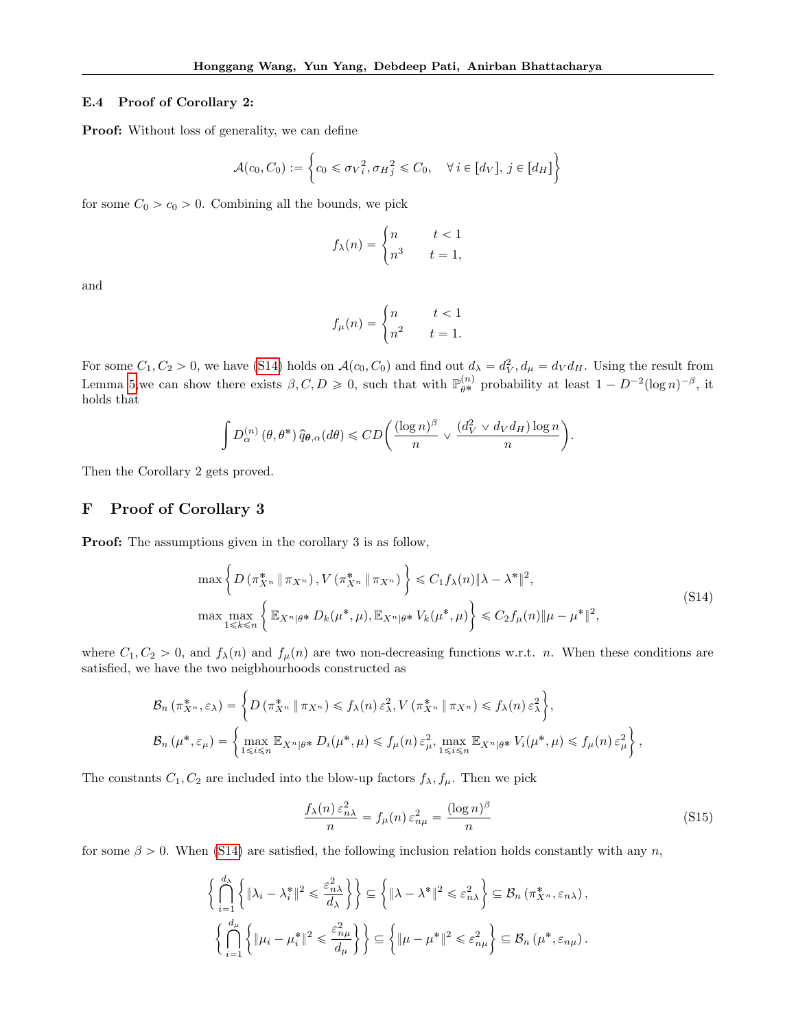### E.4 Proof of Corollary 2:

**Proof:** Without loss of generality, we can define

$$\mathcal{A}(c_0, C_0) := \left\{ c_0 \leqslant {\sigma_V}_i^2, {\sigma_H}_j^2 \leqslant C_0, \quad \forall\, i \in [d_V],\, j \in [d_H] \right\}$$

for some $C_0 > c_0 > 0$. Combining all the bounds, we pick

$$f_\lambda(n) = \begin{cases} n & t < 1 \\ n^3 & t = 1, \end{cases}$$

and

$$f_\mu(n) = \begin{cases} n & t < 1 \\ n^2 & t = 1. \end{cases}$$

For some $C_1, C_2 > 0$, we have (S14) holds on $\mathcal{A}(c_0, C_0)$ and find out $d_\lambda = d_V^2, d_\mu = d_V d_H$. Using the result from Lemma 5,we can show there exists $\beta, C, D \geqslant 0$, such that with $\mathbb{P}_{\theta^*}^{(n)}$ probability at least $1 - D^{-2}(\log n)^{-\beta}$, it holds that

$$\int D_\alpha^{(n)}\left(\theta, \theta^*\right) \widehat{q}_{\boldsymbol{\theta}, \alpha}(d\theta) \leqslant CD\left( \frac{(\log n)^\beta}{n} \vee \frac{(d_V^2 \vee d_V d_H) \log n}{n} \right).$$

Then the Corollary 2 gets proved.

## F Proof of Corollary 3

**Proof:** The assumptions given in the corollary 3 is as follow,

$$\begin{aligned} \max\left\{ D\left(\pi_{X^n}^* \,\|\, \pi_{X^n}\right), V\left(\pi_{X^n}^* \,\|\, \pi_{X^n}\right) \right\} &\leqslant C_1 f_\lambda(n) \|\lambda - \lambda^*\|^2, \\ \max \max_{1 \leqslant k \leqslant n} \left\{ \mathbb{E}_{X^n|\theta^*} D_k(\mu^*, \mu), \mathbb{E}_{X^n|\theta^*} V_k(\mu^*, \mu) \right\} &\leqslant C_2 f_\mu(n) \|\mu - \mu^*\|^2, \end{aligned} \tag{S14}$$

where $C_1, C_2 > 0$, and $f_\lambda(n)$ and $f_\mu(n)$ are two non-decreasing functions w.r.t. $n$. When these conditions are satisfied, we have the two neigbhourhoods constructed as

$$\begin{aligned} \mathcal{B}_n\left(\pi_{X^n}^*, \varepsilon_\lambda\right) &= \left\{ D\left(\pi_{X^n}^* \,\|\, \pi_{X^n}\right) \leqslant f_\lambda(n)\, \varepsilon_\lambda^2, V\left(\pi_{X^n}^* \,\|\, \pi_{X^n}\right) \leqslant f_\lambda(n)\, \varepsilon_\lambda^2 \right\}, \\ \mathcal{B}_n\left(\mu^*, \varepsilon_\mu\right) &= \left\{ \max_{1 \leqslant i \leqslant n} \mathbb{E}_{X^n|\theta^*} D_i(\mu^*, \mu) \leqslant f_\mu(n)\, \varepsilon_\mu^2, \max_{1 \leqslant i \leqslant n} \mathbb{E}_{X^n|\theta^*} V_i(\mu^*, \mu) \leqslant f_\mu(n)\, \varepsilon_\mu^2 \right\}, \end{aligned}$$

The constants $C_1, C_2$ are included into the blow-up factors $f_\lambda, f_\mu$. Then we pick

$$\frac{f_\lambda(n)\, \varepsilon_{n\lambda}^2}{n} = f_\mu(n)\, \varepsilon_{n\mu}^2 = \frac{(\log n)^\beta}{n} \tag{S15}$$

for some $\beta > 0$. When (S14) are satisfied, the following inclusion relation holds constantly with any $n$,

$$\begin{aligned} \left\{ \bigcap_{i=1}^{d_\lambda} \left\{ \|\lambda_i - \lambda_i^*\|^2 \leqslant \frac{\varepsilon_{n\lambda}^2}{d_\lambda} \right\} \right\} &\subseteq \left\{ \|\lambda - \lambda^*\|^2 \leqslant \varepsilon_{n\lambda}^2 \right\} \subseteq \mathcal{B}_n\left(\pi_{X^n}^*, \varepsilon_{n\lambda}\right), \\ \left\{ \bigcap_{i=1}^{d_\mu} \left\{ \|\mu_i - \mu_i^*\|^2 \leqslant \frac{\varepsilon_{n\mu}^2}{d_\mu} \right\} \right\} &\subseteq \left\{ \|\mu - \mu^*\|^2 \leqslant \varepsilon_{n\mu}^2 \right\} \subseteq \mathcal{B}_n\left(\mu^*, \varepsilon_{n\mu}\right). \end{aligned}$$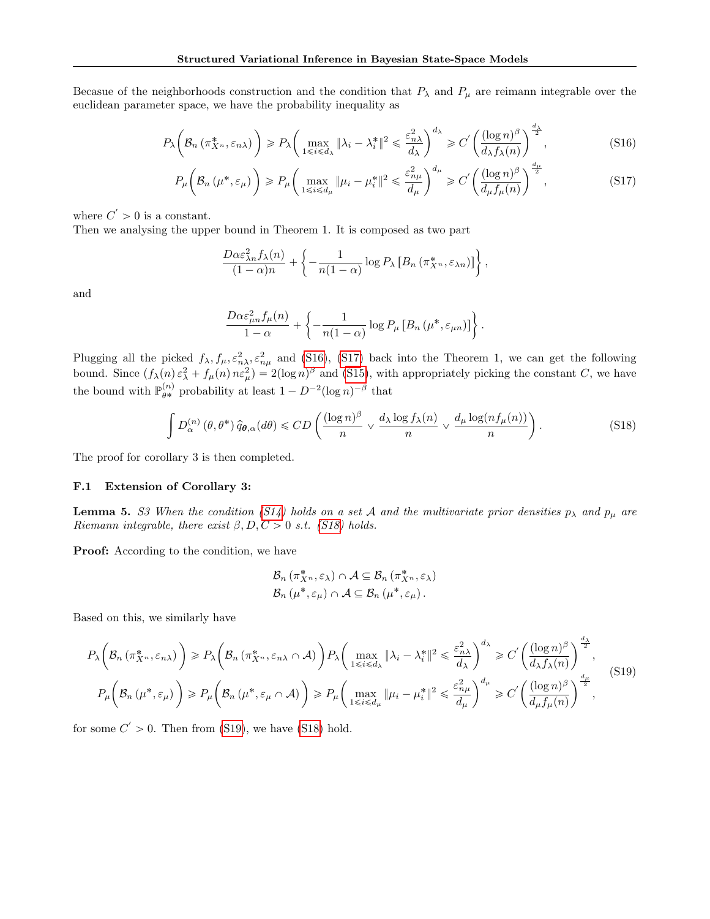Becasue of the neighborhoods construction and the condition that $P_\lambda$ and $P_\mu$ are reimann integrable over the euclidean parameter space, we have the probability inequality as

$$P_\lambda\bigg(\mathcal{B}_n\left(\pi^*_{X^n}, \varepsilon_{n\lambda}\right)\bigg) \geqslant P_\lambda\bigg(\max_{1\leqslant i\leqslant d_\lambda} \|\lambda_i - \lambda_i^*\|^2 \leqslant \frac{\varepsilon_{n\lambda}^2}{d_\lambda}\bigg)^{d_\lambda} \geqslant C^{'}\left(\frac{(\log n)^\beta}{d_\lambda f_\lambda(n)}\right)^{\frac{d_\lambda}{2}}, \tag{S16}$$

$$P_\mu\bigg(\mathcal{B}_n\left(\mu^*, \varepsilon_\mu\right)\bigg) \geqslant P_\mu\bigg(\max_{1\leqslant i\leqslant d_\mu} \|\mu_i - \mu_i^*\|^2 \leqslant \frac{\varepsilon_{n\mu}^2}{d_\mu}\bigg)^{d_\mu} \geqslant C^{'}\left(\frac{(\log n)^\beta}{d_\mu f_\mu(n)}\right)^{\frac{d_\mu}{2}}, \tag{S17}$$

where $C^{'} > 0$ is a constant.
Then we analysing the upper bound in Theorem 1. It is composed as two part

$$\frac{D\alpha\varepsilon_{\lambda n}^2 f_\lambda(n)}{(1-\alpha)n} + \left\{-\frac{1}{n(1-\alpha)}\log P_\lambda\left[B_n\left(\pi^*_{X^n}, \varepsilon_{\lambda n}\right)\right]\right\},$$

and

$$\frac{D\alpha\varepsilon_{\mu n}^2 f_\mu(n)}{1-\alpha} + \left\{-\frac{1}{n(1-\alpha)}\log P_\mu\left[B_n\left(\mu^*, \varepsilon_{\mu n}\right)\right]\right\}.$$

Plugging all the picked $f_\lambda, f_\mu, \varepsilon_{n\lambda}^2, \varepsilon_{n\mu}^2$ and (S16), (S17) back into the Theorem 1, we can get the following bound. Since $(f_\lambda(n)\,\varepsilon_\lambda^2 + f_\mu(n)\,n\varepsilon_\mu^2) = 2(\log n)^\beta$ and (S15), with appropriately picking the constant $C$, we have the bound with $\mathbb{P}_{\theta*}^{(n)}$ probability at least $1 - D^{-2}(\log n)^{-\beta}$ that

$$\int D_\alpha^{(n)}\left(\theta, \theta^*\right)\widehat{q}_{\boldsymbol{\theta},\alpha}(d\theta) \leqslant CD\left(\frac{(\log n)^\beta}{n} \vee \frac{d_\lambda \log f_\lambda(n)}{n} \vee \frac{d_\mu \log(nf_\mu(n))}{n}\right). \tag{S18}$$

The proof for corollary 3 is then completed.

### F.1 Extension of Corollary 3:

**Lemma 5.** *S3 When the condition (S14) holds on a set $\mathcal{A}$ and the multivariate prior densities $p_\lambda$ and $p_\mu$ are Riemann integrable, there exist $\beta, D, C > 0$ s.t. (S18) holds.*

**Proof:** According to the condition, we have

$$\mathcal{B}_n\left(\pi^*_{X^n}, \varepsilon_\lambda\right) \cap \mathcal{A} \subseteq \mathcal{B}_n\left(\pi^*_{X^n}, \varepsilon_\lambda\right)$$
$$\mathcal{B}_n\left(\mu^*, \varepsilon_\mu\right) \cap \mathcal{A} \subseteq \mathcal{B}_n\left(\mu^*, \varepsilon_\mu\right).$$

Based on this, we similarly have

$$\begin{aligned}
P_\lambda\bigg(\mathcal{B}_n\left(\pi^*_{X^n}, \varepsilon_{n\lambda}\right)\bigg) &\geqslant P_\lambda\bigg(\mathcal{B}_n\left(\pi^*_{X^n}, \varepsilon_{n\lambda} \cap \mathcal{A}\right)\bigg) P_\lambda\bigg(\max_{1\leqslant i\leqslant d_\lambda} \|\lambda_i - \lambda_i^*\|^2 \leqslant \frac{\varepsilon_{n\lambda}^2}{d_\lambda}\bigg)^{d_\lambda} \geqslant C^{'}\left(\frac{(\log n)^\beta}{d_\lambda f_\lambda(n)}\right)^{\frac{d_\lambda}{2}}, \\
P_\mu\bigg(\mathcal{B}_n\left(\mu^*, \varepsilon_\mu\right)\bigg) &\geqslant P_\mu\bigg(\mathcal{B}_n\left(\mu^*, \varepsilon_\mu \cap \mathcal{A}\right)\bigg) \geqslant P_\mu\bigg(\max_{1\leqslant i\leqslant d_\mu} \|\mu_i - \mu_i^*\|^2 \leqslant \frac{\varepsilon_{n\mu}^2}{d_\mu}\bigg)^{d_\mu} \geqslant C^{'}\left(\frac{(\log n)^\beta}{d_\mu f_\mu(n)}\right)^{\frac{d_\mu}{2}},
\end{aligned} \tag{S19}$$

for some $C^{'} > 0$. Then from (S19), we have (S18) hold.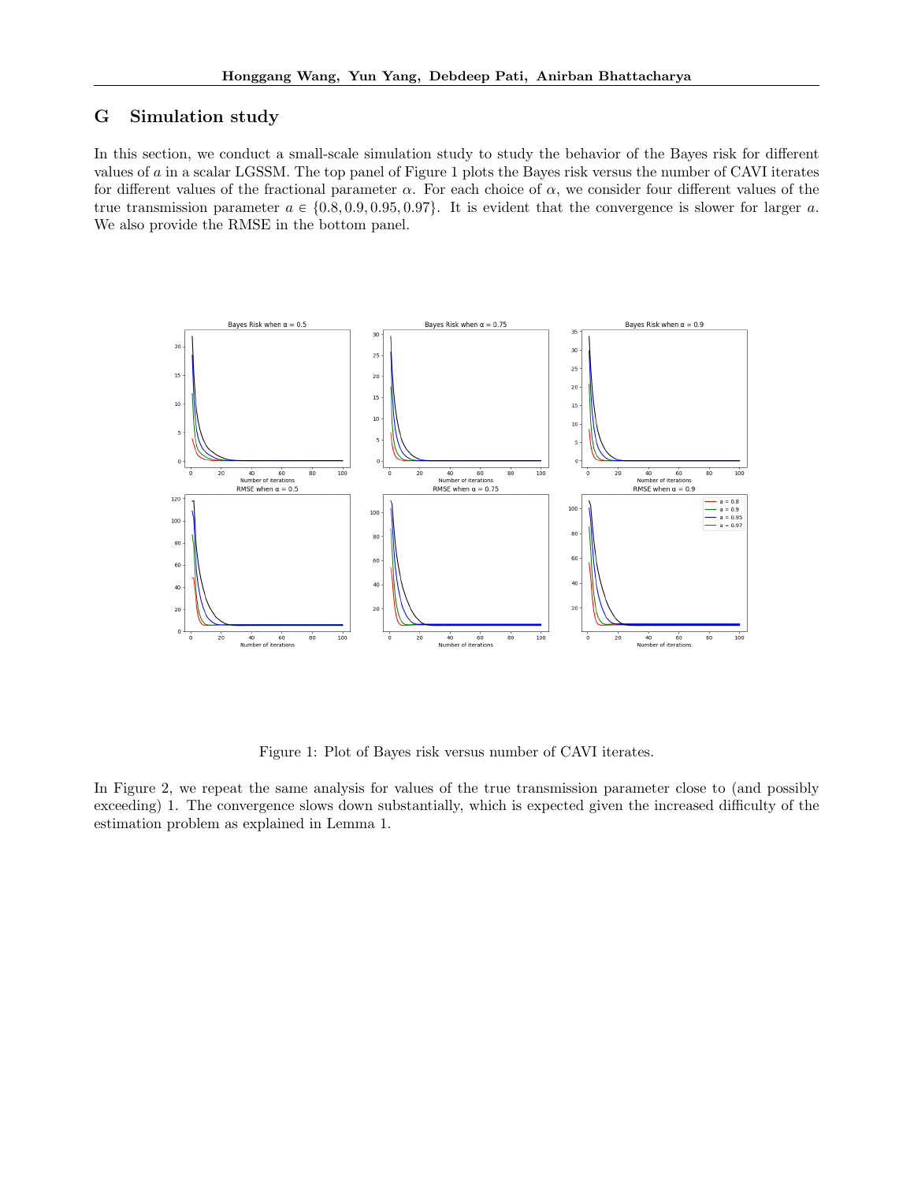## G Simulation study

In this section, we conduct a small-scale simulation study to study the behavior of the Bayes risk for different values of $a$ in a scalar LGSSM. The top panel of Figure 1 plots the Bayes risk versus the number of CAVI iterates for different values of the fractional parameter $\alpha$. For each choice of $\alpha$, we consider four different values of the true transmission parameter $a \in \{0.8, 0.9, 0.95, 0.97\}$. It is evident that the convergence is slower for larger $a$. We also provide the RMSE in the bottom panel.

Figure 1: Plot of Bayes risk versus number of CAVI iterates.

In Figure 2, we repeat the same analysis for values of the true transmission parameter close to (and possibly exceeding) 1. The convergence slows down substantially, which is expected given the increased difficulty of the estimation problem as explained in Lemma 1.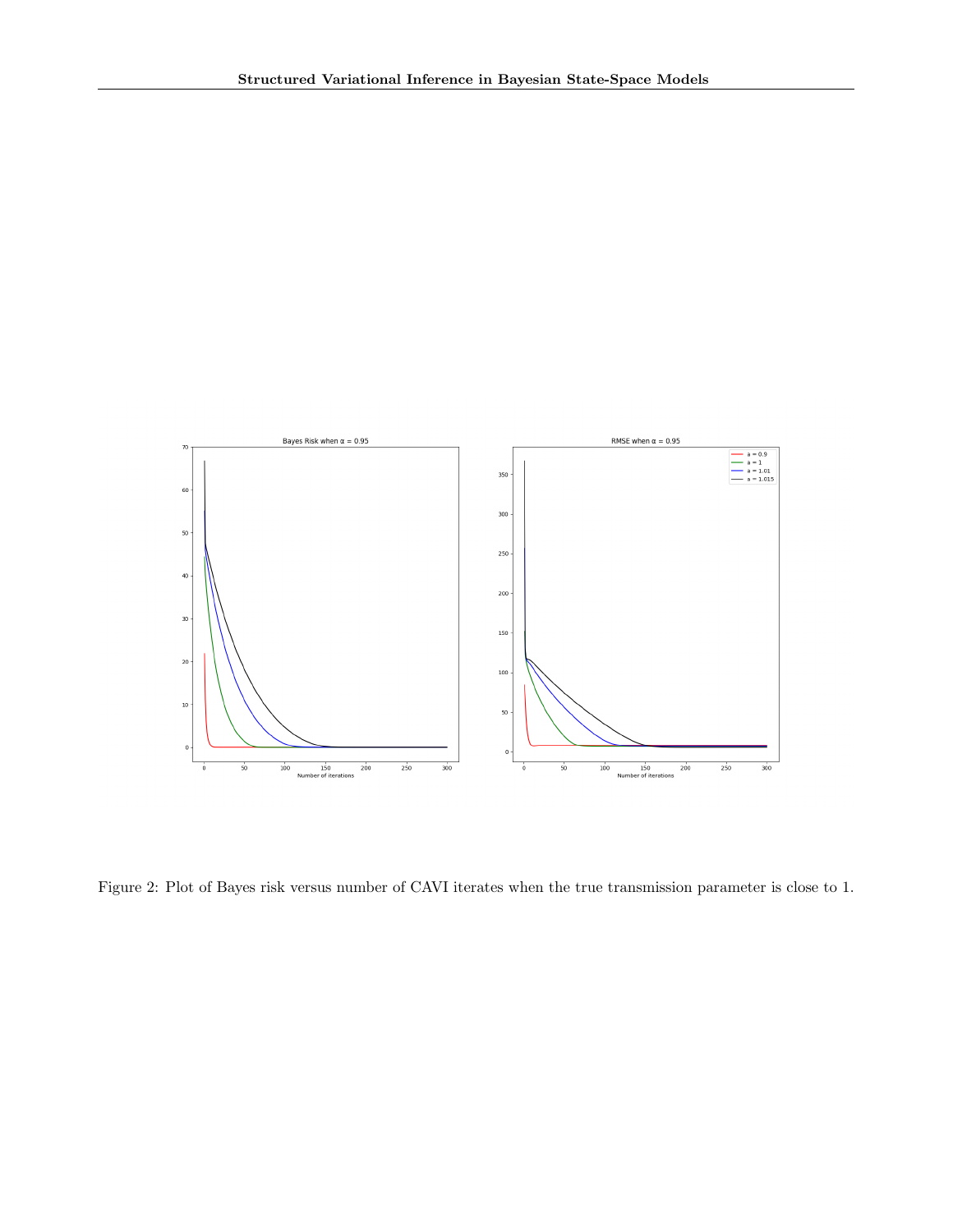Bayes Risk when α = 0.95

70
60
50
40
30
20
10
0

0 50 100 150 200 250 300

Number of iterations

RMSE when α = 0.95

a = 0.9
a = 1
a = 1.01
a = 1.015

350
300
250
200
150
100
50
0

0 50 100 150 200 250 300

Number of iterations

Figure 2: Plot of Bayes risk versus number of CAVI iterates when the true transmission parameter is close to 1.